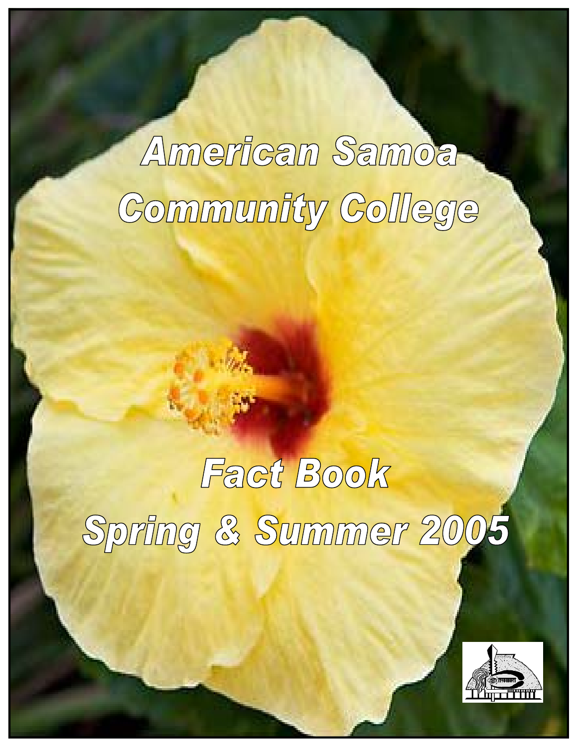# American Samoa Community College

# Fact Book Spring & Summer 2005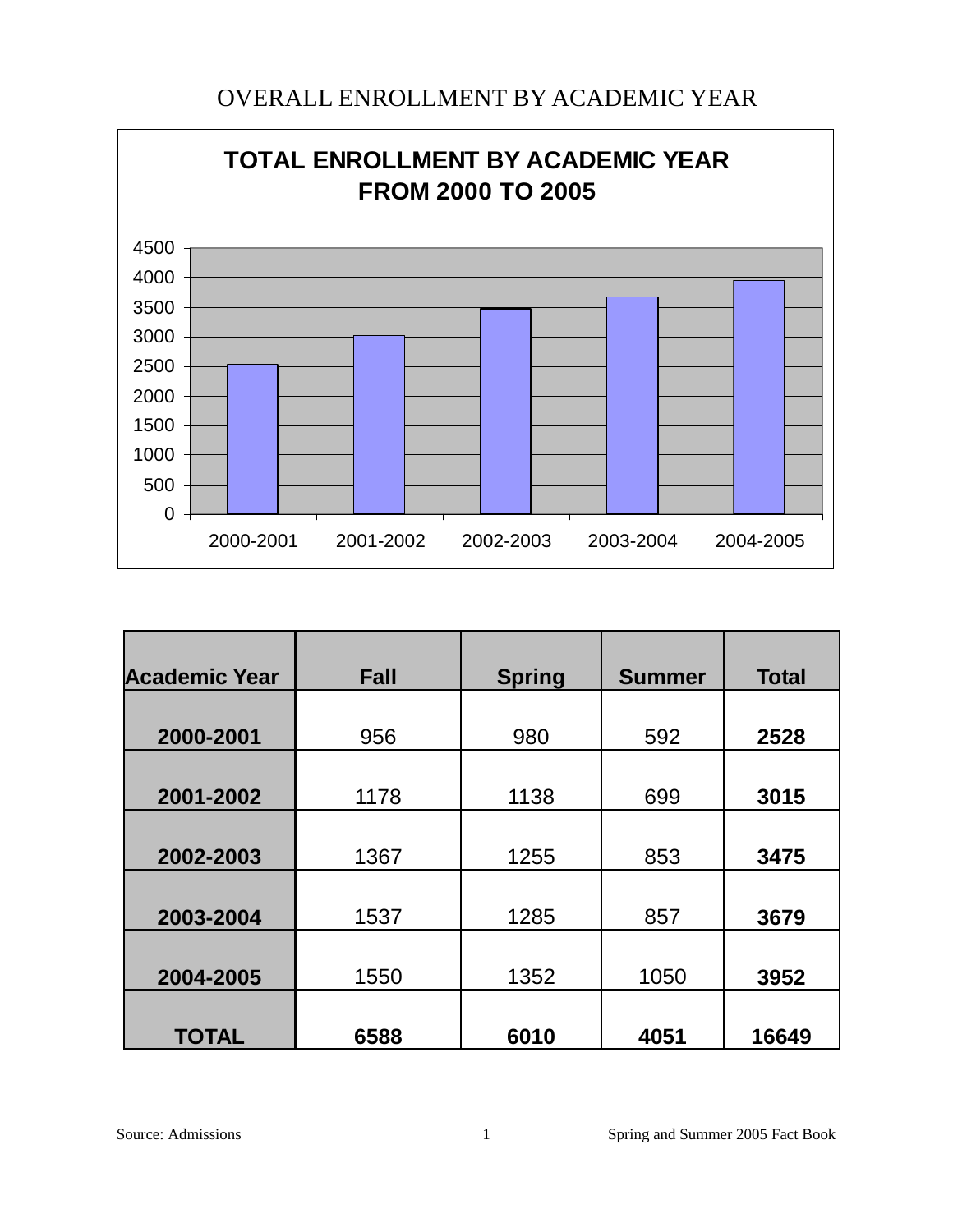# OVERALL ENROLLMENT BY ACADEMIC YEAR

**TOTAL ENROLLMENT BY ACADEMIC YEAR FROM 2000 TO 2005**

| Academic Year | Fall | Spring | Summer | Total |
|---|---|---|---|---|
| **2000-2001** | 956 | 980 | 592 | **2528** |
| **2001-2002** | 1178 | 1138 | 699 | **3015** |
| **2002-2003** | 1367 | 1255 | 853 | **3475** |
| **2003-2004** | 1537 | 1285 | 857 | **3679** |
| **2004-2005** | 1550 | 1352 | 1050 | **3952** |
| **TOTAL** | **6588** | **6010** | **4051** | **16649** |

Source: Admissions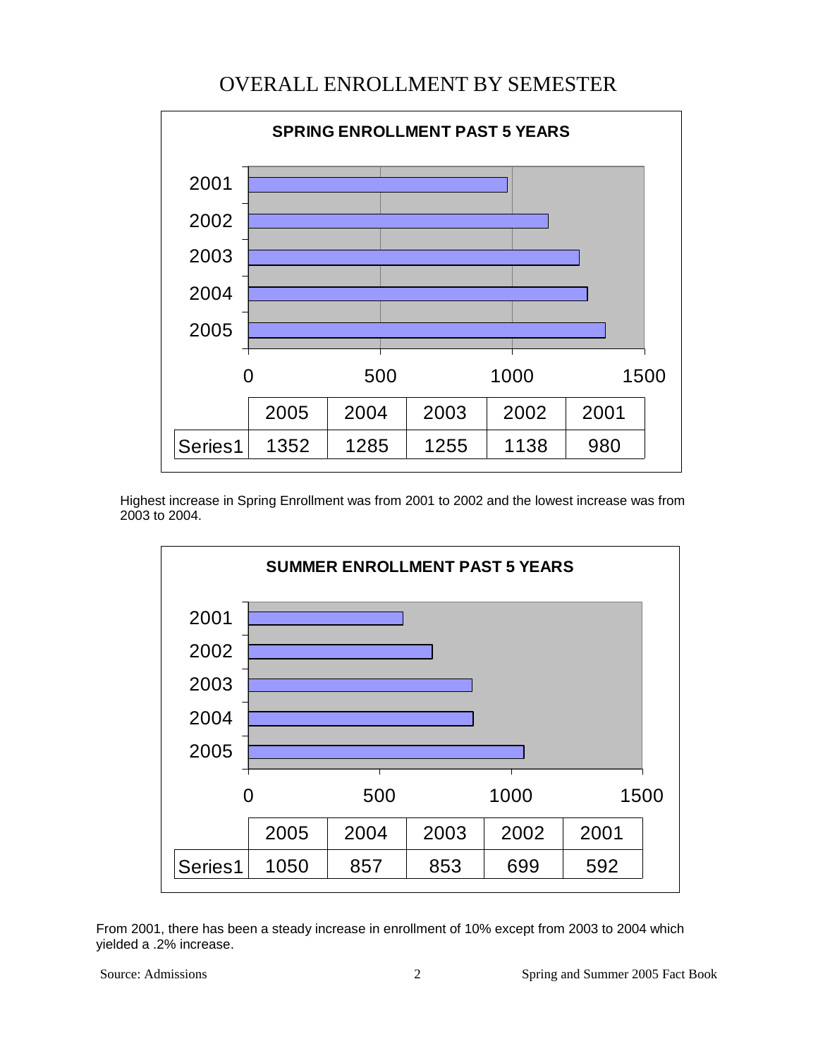# OVERALL ENROLLMENT BY SEMESTER

**SPRING ENROLLMENT PAST 5 YEARS**

| | 2005 | 2004 | 2003 | 2002 | 2001 |
|---|---|---|---|---|---|
| Series1 | 1352 | 1285 | 1255 | 1138 | 980 |

Highest increase in Spring Enrollment was from 2001 to 2002 and the lowest increase was from 2003 to 2004.

**SUMMER ENROLLMENT PAST 5 YEARS**

| | 2005 | 2004 | 2003 | 2002 | 2001 |
|---|---|---|---|---|---|
| Series1 | 1050 | 857 | 853 | 699 | 592 |

From 2001, there has been a steady increase in enrollment of 10% except from 2003 to 2004 which yielded a .2% increase.

Source: Admissions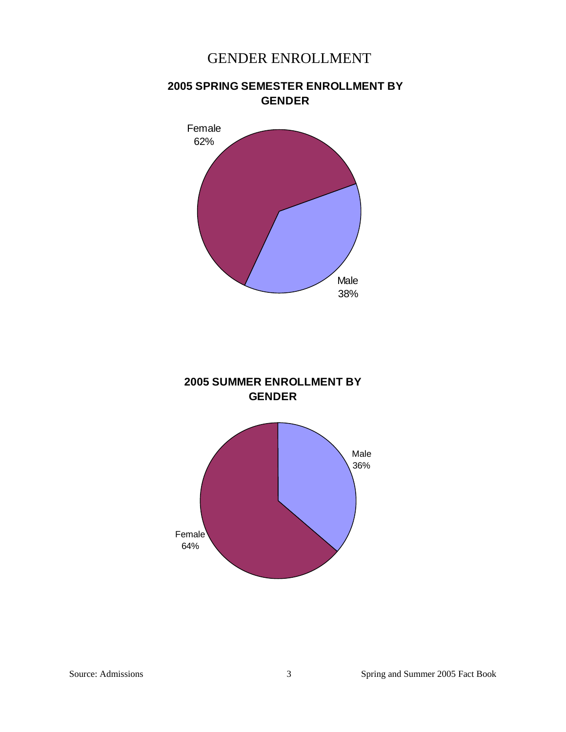# GENDER ENROLLMENT

## 2005 SPRING SEMESTER ENROLLMENT BY GENDER

Female 62%

Male 38%

## 2005 SUMMER ENROLLMENT BY GENDER

Male 36%

Female 64%

Source: Admissions

Spring and Summer 2005 Fact Book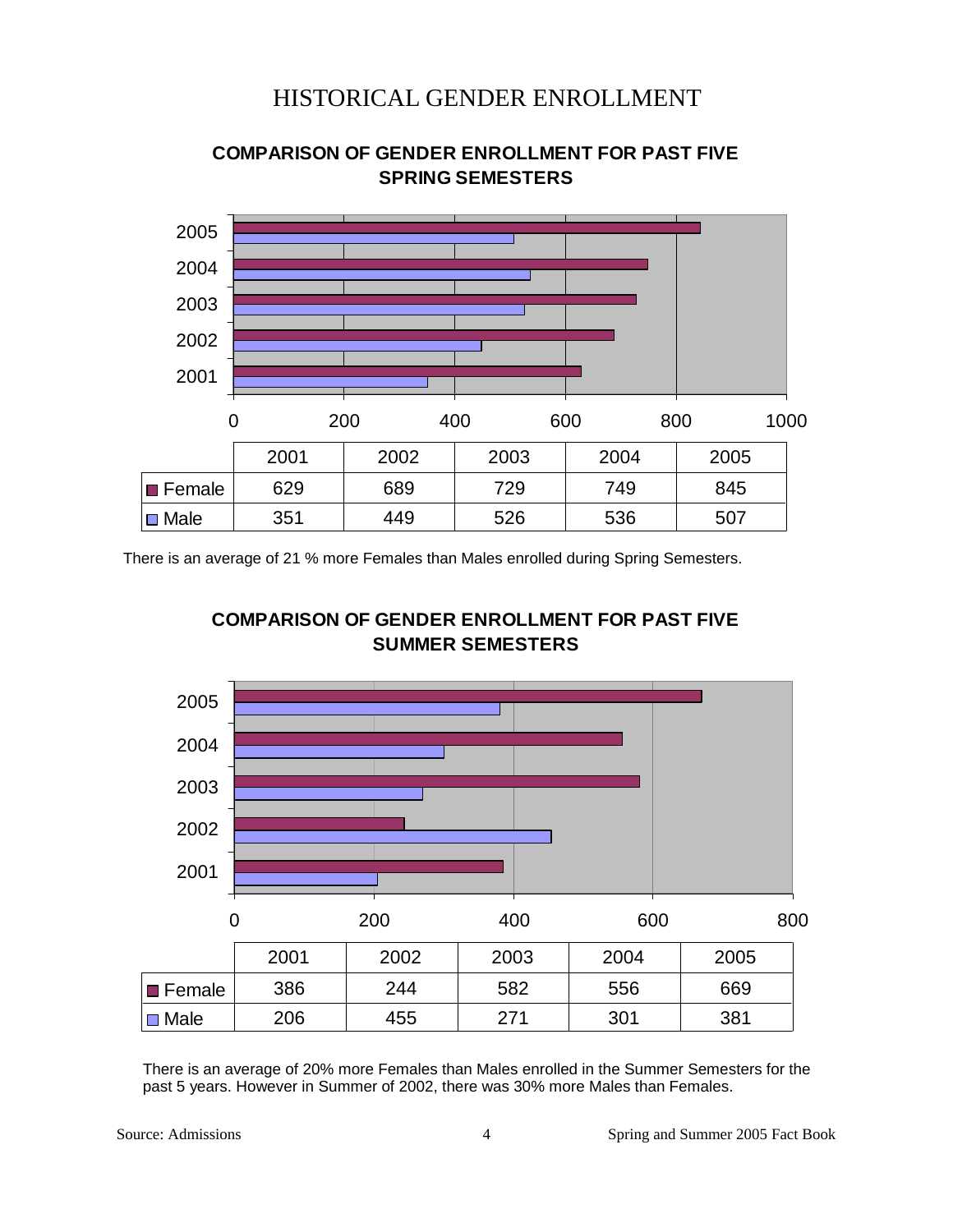# HISTORICAL GENDER ENROLLMENT

## COMPARISON OF GENDER ENROLLMENT FOR PAST FIVE SPRING SEMESTERS

| | 2001 | 2002 | 2003 | 2004 | 2005 |
|---|---|---|---|---|---|
| Female | 629 | 689 | 729 | 749 | 845 |
| Male | 351 | 449 | 526 | 536 | 507 |

There is an average of 21 % more Females than Males enrolled during Spring Semesters.

## COMPARISON OF GENDER ENROLLMENT FOR PAST FIVE SUMMER SEMESTERS

| | 2001 | 2002 | 2003 | 2004 | 2005 |
|---|---|---|---|---|---|
| Female | 386 | 244 | 582 | 556 | 669 |
| Male | 206 | 455 | 271 | 301 | 381 |

There is an average of 20% more Females than Males enrolled in the Summer Semesters for the past 5 years. However in Summer of 2002, there was 30% more Males than Females.

Source: Admissions

Spring and Summer 2005 Fact Book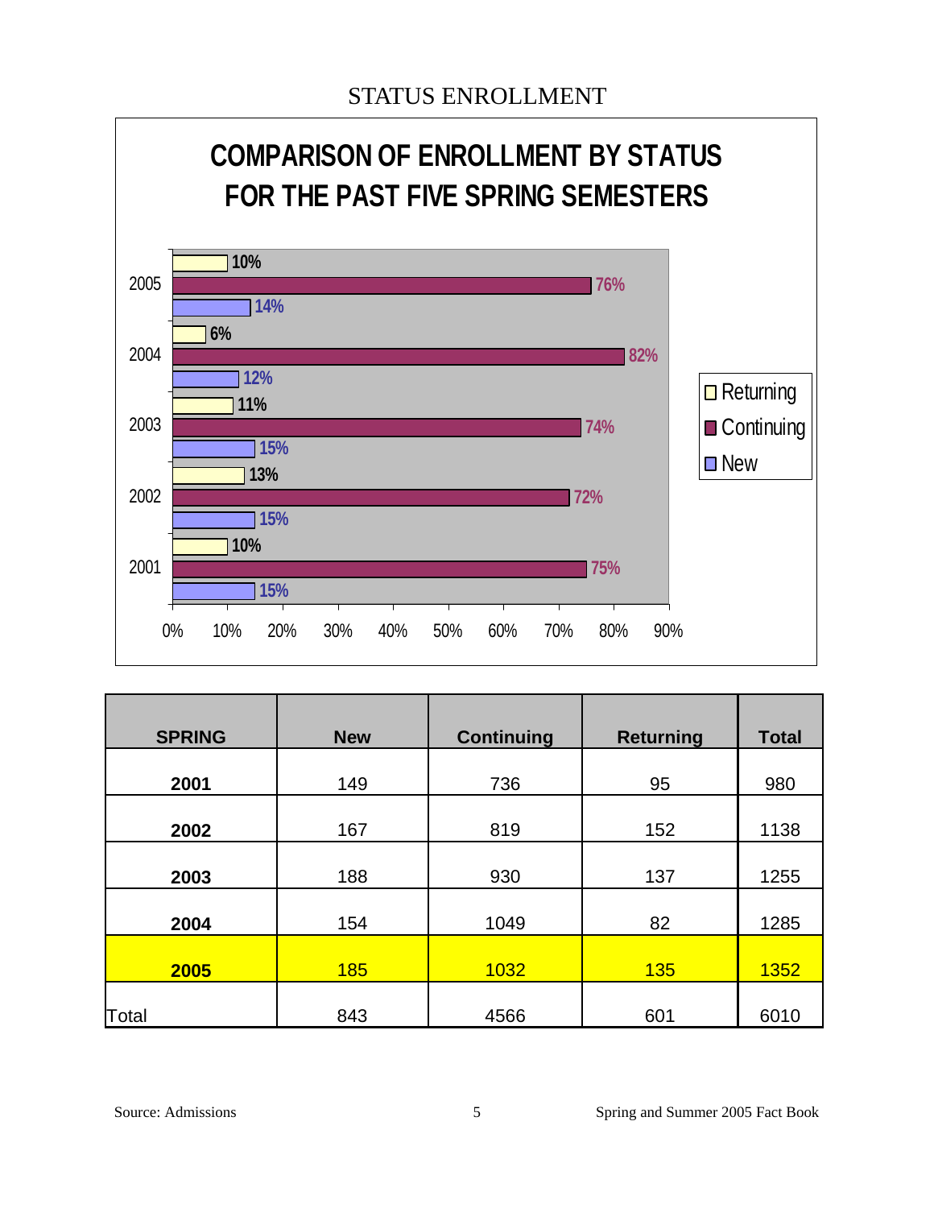# STATUS ENROLLMENT

## COMPARISON OF ENROLLMENT BY STATUS FOR THE PAST FIVE SPRING SEMESTERS

| Year | Returning | Continuing | New |
|---|---|---|---|
| 2005 | 10% | 76% | 14% |
| 2004 | 6% | 82% | 12% |
| 2003 | 11% | 74% | 15% |
| 2002 | 13% | 72% | 15% |
| 2001 | 10% | 75% | 15% |

| SPRING | New | Continuing | Returning | Total |
|---|---|---|---|---|
| **2001** | 149 | 736 | 95 | 980 |
| **2002** | 167 | 819 | 152 | 1138 |
| **2003** | 188 | 930 | 137 | 1255 |
| **2004** | 154 | 1049 | 82 | 1285 |
| **2005** | 185 | 1032 | 135 | 1352 |
| Total | 843 | 4566 | 601 | 6010 |

Source: Admissions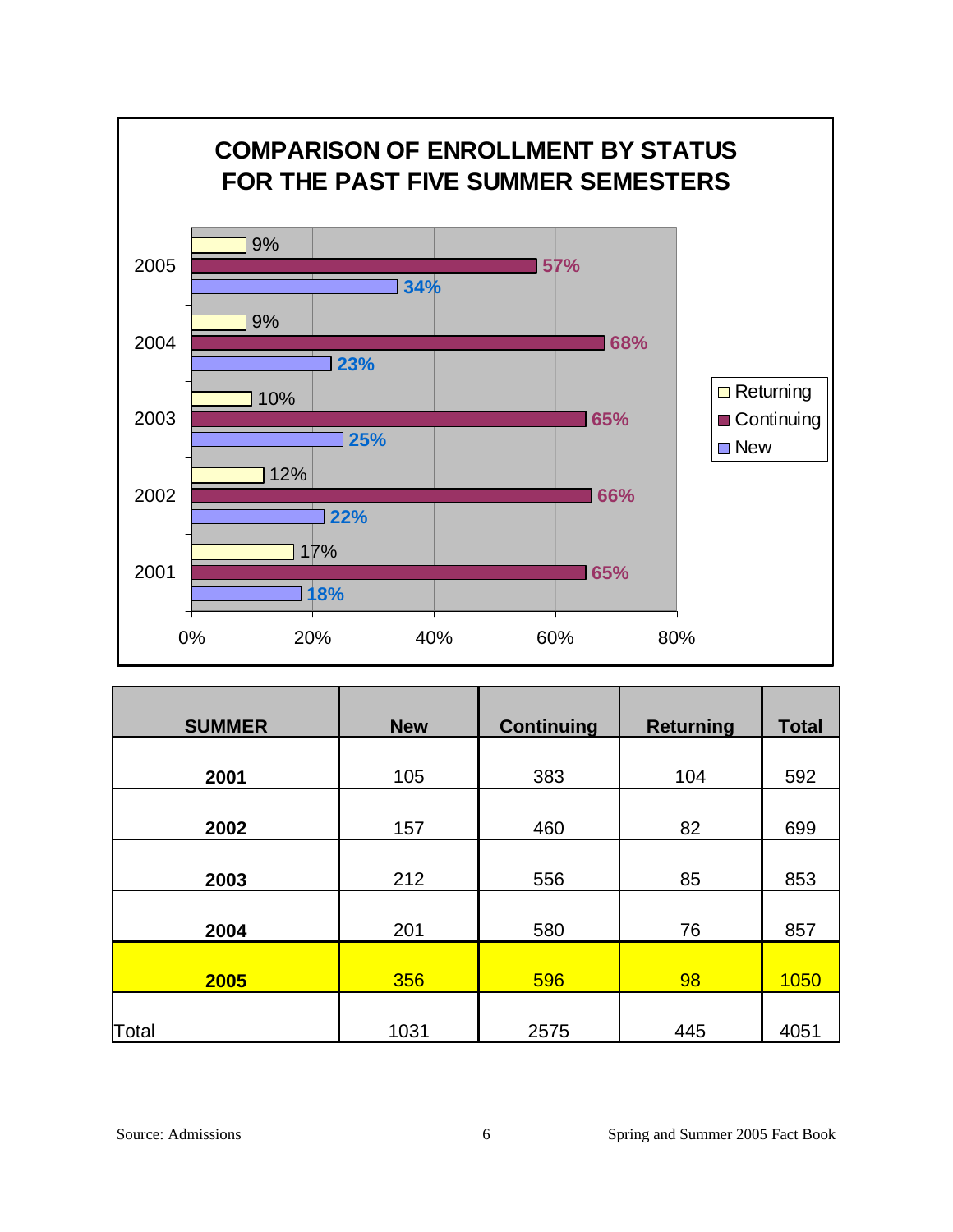# COMPARISON OF ENROLLMENT BY STATUS FOR THE PAST FIVE SUMMER SEMESTERS

| Year | Returning | Continuing | New |
|---|---|---|---|
| 2005 | 9% | 57% | 34% |
| 2004 | 9% | 68% | 23% |
| 2003 | 10% | 65% | 25% |
| 2002 | 12% | 66% | 22% |
| 2001 | 17% | 65% | 18% |

| SUMMER | New | Continuing | Returning | Total |
|---|---|---|---|---|
| **2001** | 105 | 383 | 104 | 592 |
| **2002** | 157 | 460 | 82 | 699 |
| **2003** | 212 | 556 | 85 | 853 |
| **2004** | 201 | 580 | 76 | 857 |
| **2005** | 356 | 596 | 98 | 1050 |
| Total | 1031 | 2575 | 445 | 4051 |

Source: Admissions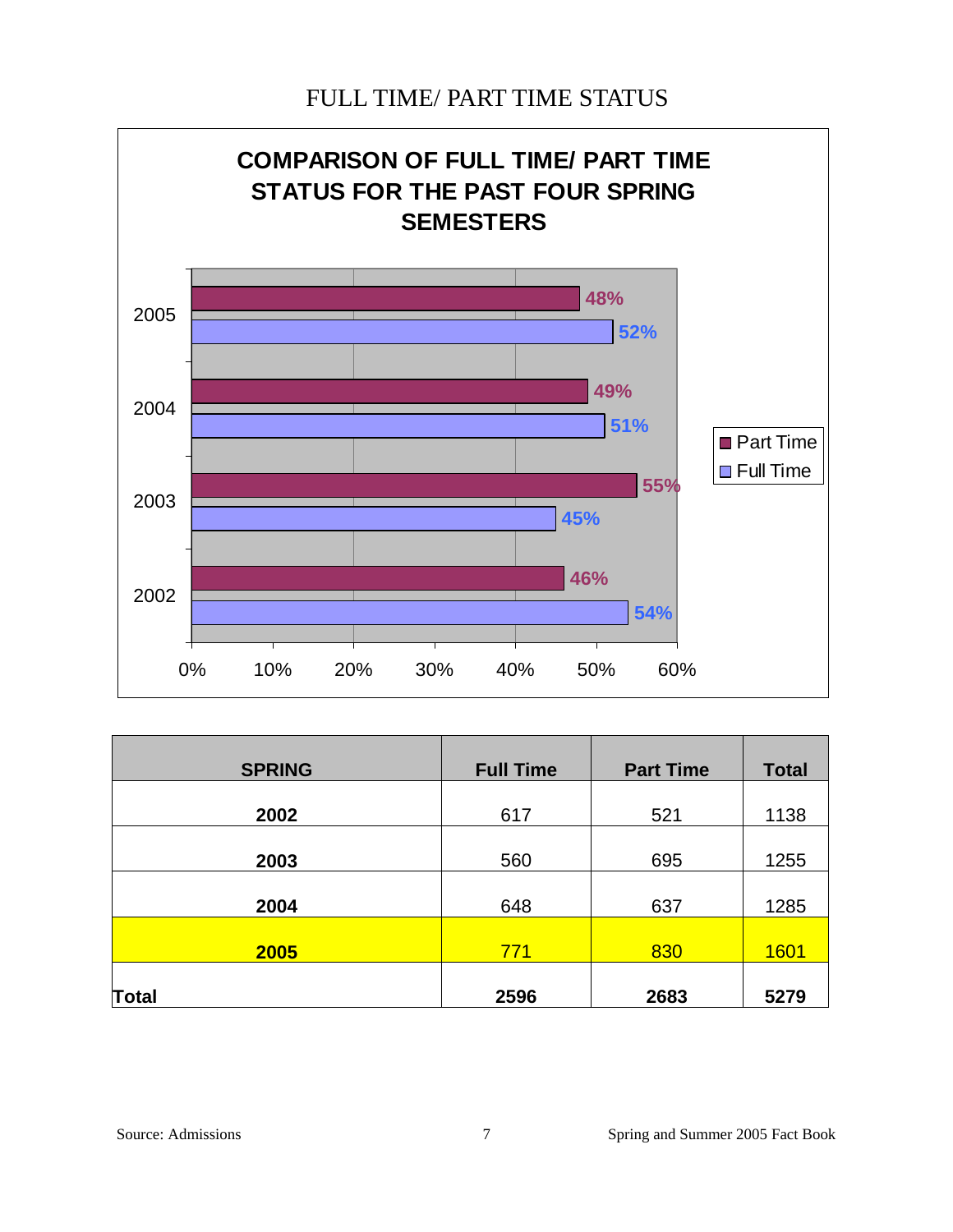# FULL TIME/ PART TIME STATUS

**COMPARISON OF FULL TIME/ PART TIME STATUS FOR THE PAST FOUR SPRING SEMESTERS**

| Year | Part Time | Full Time |
|---|---|---|
| 2005 | 48% | 52% |
| 2004 | 49% | 51% |
| 2003 | 55% | 45% |
| 2002 | 46% | 54% |

| SPRING | Full Time | Part Time | Total |
|---|---|---|---|
| **2002** | 617 | 521 | 1138 |
| **2003** | 560 | 695 | 1255 |
| **2004** | 648 | 637 | 1285 |
| **2005** | 771 | 830 | 1601 |
| **Total** | **2596** | **2683** | **5279** |

Source: Admissions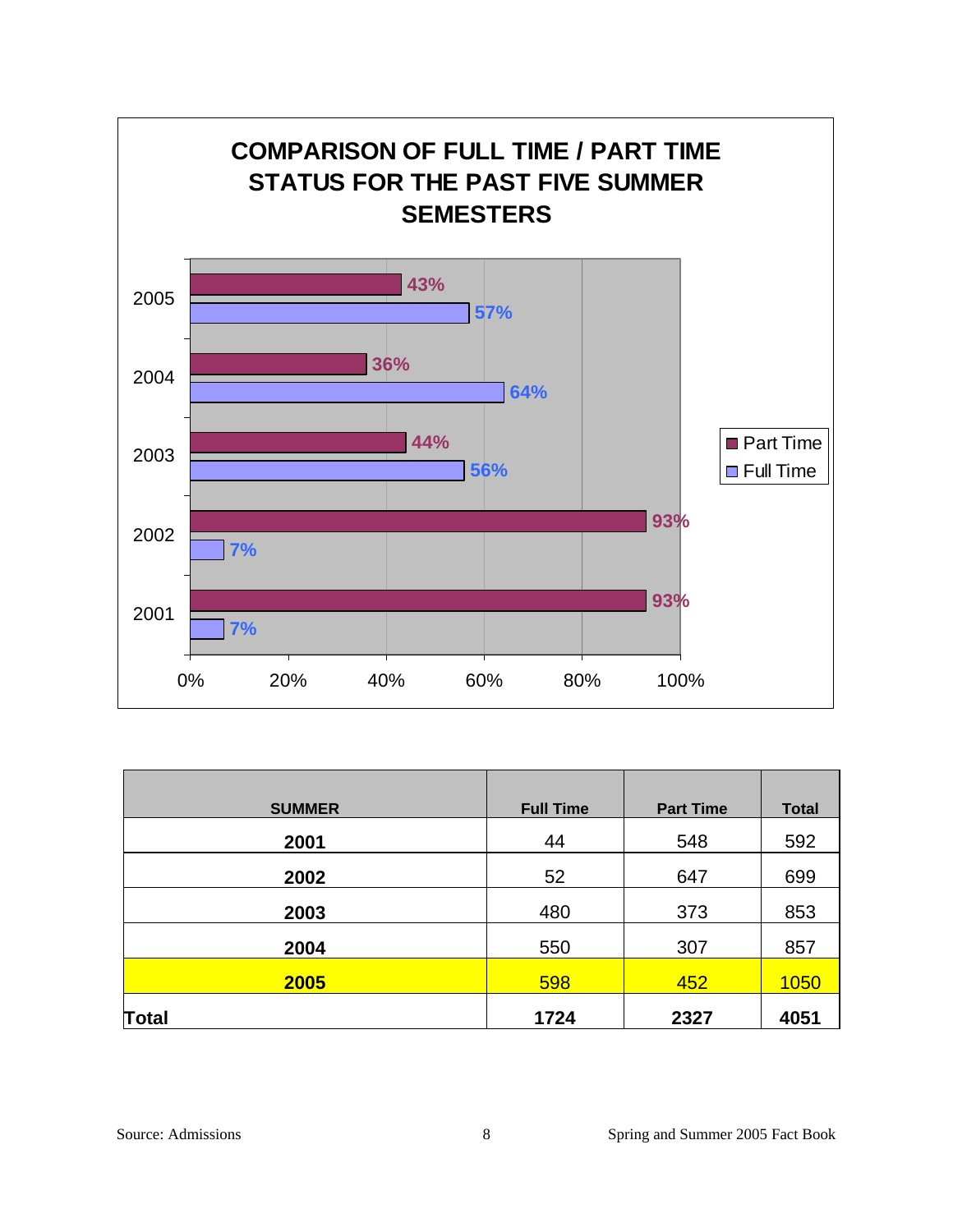## COMPARISON OF FULL TIME / PART TIME STATUS FOR THE PAST FIVE SUMMER SEMESTERS

| Year | Part Time | Full Time |
|---|---|---|
| 2005 | 43% | 57% |
| 2004 | 36% | 64% |
| 2003 | 44% | 56% |
| 2002 | 93% | 7% |
| 2001 | 93% | 7% |

| SUMMER | Full Time | Part Time | Total |
|---|---|---|---|
| **2001** | 44 | 548 | 592 |
| **2002** | 52 | 647 | 699 |
| **2003** | 480 | 373 | 853 |
| **2004** | 550 | 307 | 857 |
| **2005** | 598 | 452 | 1050 |
| **Total** | **1724** | **2327** | **4051** |

Source: Admissions

Spring and Summer 2005 Fact Book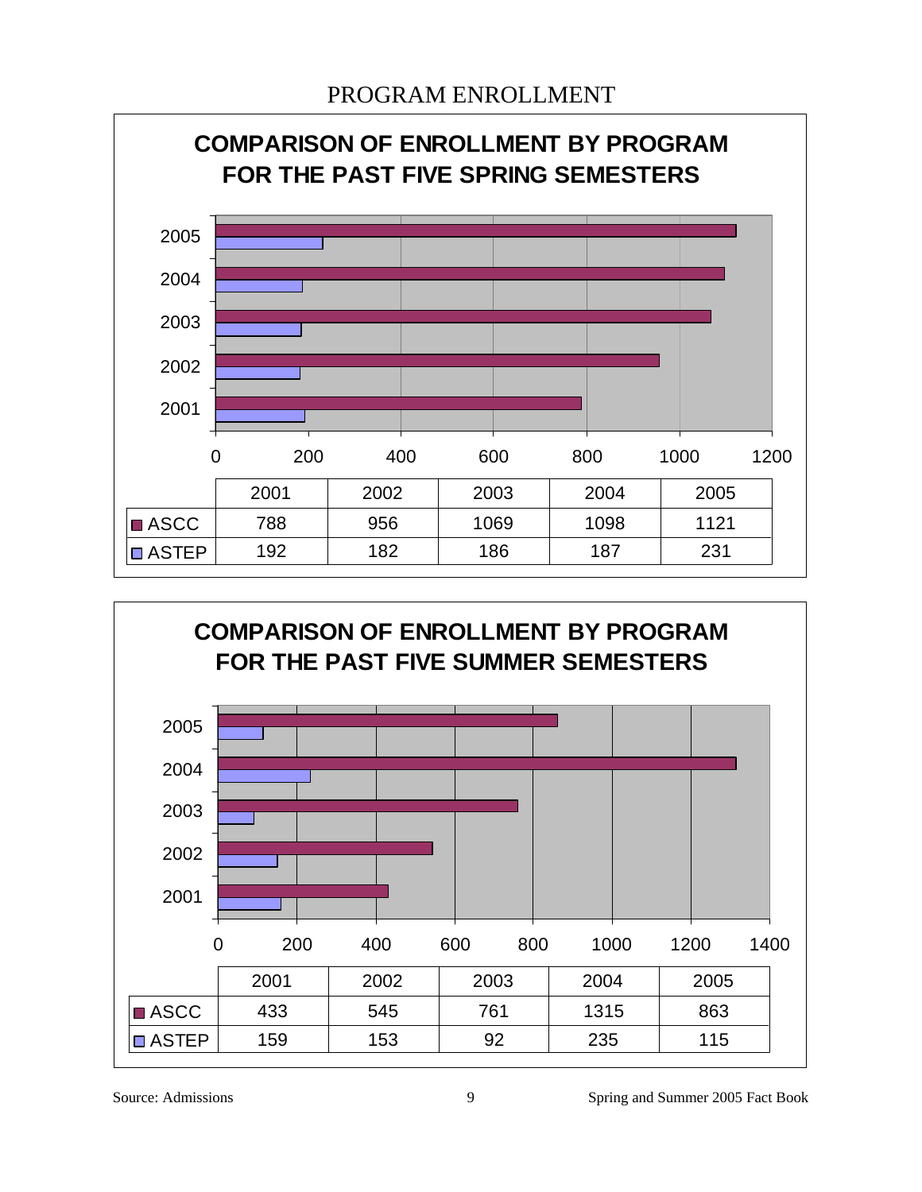# PROGRAM ENROLLMENT

## COMPARISON OF ENROLLMENT BY PROGRAM FOR THE PAST FIVE SPRING SEMESTERS

| | 2001 | 2002 | 2003 | 2004 | 2005 |
|---|---|---|---|---|---|
| ASCC | 788 | 956 | 1069 | 1098 | 1121 |
| ASTEP | 192 | 182 | 186 | 187 | 231 |

## COMPARISON OF ENROLLMENT BY PROGRAM FOR THE PAST FIVE SUMMER SEMESTERS

| | 2001 | 2002 | 2003 | 2004 | 2005 |
|---|---|---|---|---|---|
| ASCC | 433 | 545 | 761 | 1315 | 863 |
| ASTEP | 159 | 153 | 92 | 235 | 115 |

Source: Admissions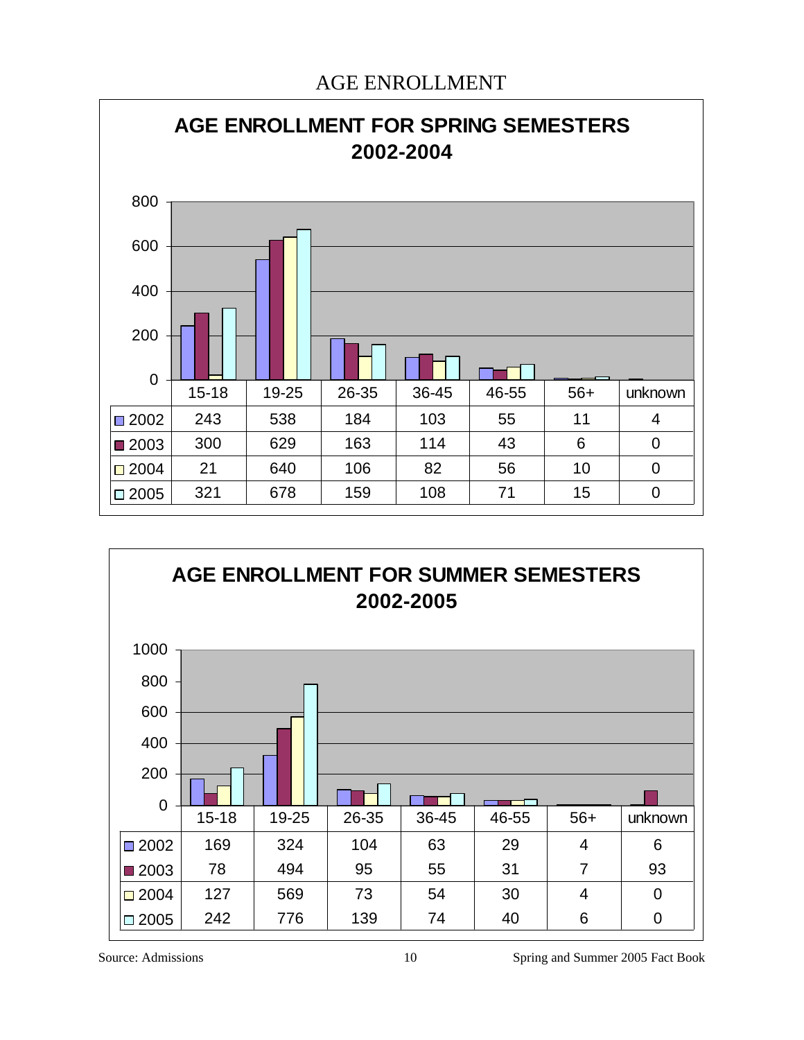# AGE ENROLLMENT

## AGE ENROLLMENT FOR SPRING SEMESTERS 2002-2004

| | 15-18 | 19-25 | 26-35 | 36-45 | 46-55 | 56+ | unknown |
|---|---|---|---|---|---|---|---|
| 2002 | 243 | 538 | 184 | 103 | 55 | 11 | 4 |
| 2003 | 300 | 629 | 163 | 114 | 43 | 6 | 0 |
| 2004 | 21 | 640 | 106 | 82 | 56 | 10 | 0 |
| 2005 | 321 | 678 | 159 | 108 | 71 | 15 | 0 |

## AGE ENROLLMENT FOR SUMMER SEMESTERS 2002-2005

| | 15-18 | 19-25 | 26-35 | 36-45 | 46-55 | 56+ | unknown |
|---|---|---|---|---|---|---|---|
| 2002 | 169 | 324 | 104 | 63 | 29 | 4 | 6 |
| 2003 | 78 | 494 | 95 | 55 | 31 | 7 | 93 |
| 2004 | 127 | 569 | 73 | 54 | 30 | 4 | 0 |
| 2005 | 242 | 776 | 139 | 74 | 40 | 6 | 0 |

Source: Admissions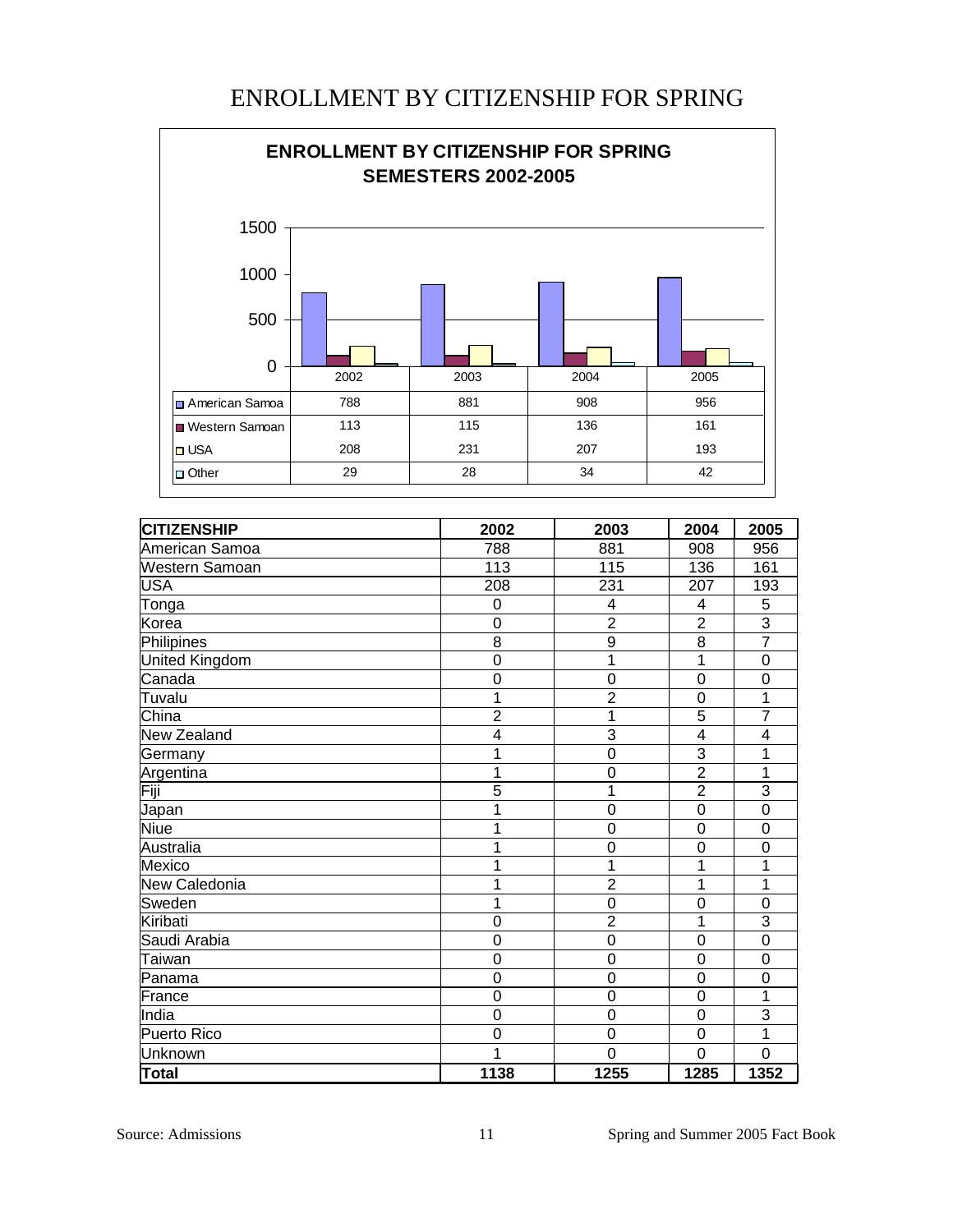# ENROLLMENT BY CITIZENSHIP FOR SPRING

**ENROLLMENT BY CITIZENSHIP FOR SPRING SEMESTERS 2002-2005**

| | 2002 | 2003 | 2004 | 2005 |
|---|---|---|---|---|
| American Samoa | 788 | 881 | 908 | 956 |
| Western Samoan | 113 | 115 | 136 | 161 |
| USA | 208 | 231 | 207 | 193 |
| Other | 29 | 28 | 34 | 42 |

| CITIZENSHIP | 2002 | 2003 | 2004 | 2005 |
|---|---|---|---|---|
| American Samoa | 788 | 881 | 908 | 956 |
| Western Samoan | 113 | 115 | 136 | 161 |
| USA | 208 | 231 | 207 | 193 |
| Tonga | 0 | 4 | 4 | 5 |
| Korea | 0 | 2 | 2 | 3 |
| Philipines | 8 | 9 | 8 | 7 |
| United Kingdom | 0 | 1 | 1 | 0 |
| Canada | 0 | 0 | 0 | 0 |
| Tuvalu | 1 | 2 | 0 | 1 |
| China | 2 | 1 | 5 | 7 |
| New Zealand | 4 | 3 | 4 | 4 |
| Germany | 1 | 0 | 3 | 1 |
| Argentina | 1 | 0 | 2 | 1 |
| Fiji | 5 | 1 | 2 | 3 |
| Japan | 1 | 0 | 0 | 0 |
| Niue | 1 | 0 | 0 | 0 |
| Australia | 1 | 0 | 0 | 0 |
| Mexico | 1 | 1 | 1 | 1 |
| New Caledonia | 1 | 2 | 1 | 1 |
| Sweden | 1 | 0 | 0 | 0 |
| Kiribati | 0 | 2 | 1 | 3 |
| Saudi Arabia | 0 | 0 | 0 | 0 |
| Taiwan | 0 | 0 | 0 | 0 |
| Panama | 0 | 0 | 0 | 0 |
| France | 0 | 0 | 0 | 1 |
| India | 0 | 0 | 0 | 3 |
| Puerto Rico | 0 | 0 | 0 | 1 |
| Unknown | 1 | 0 | 0 | 0 |
| **Total** | **1138** | **1255** | **1285** | **1352** |

Source: Admissions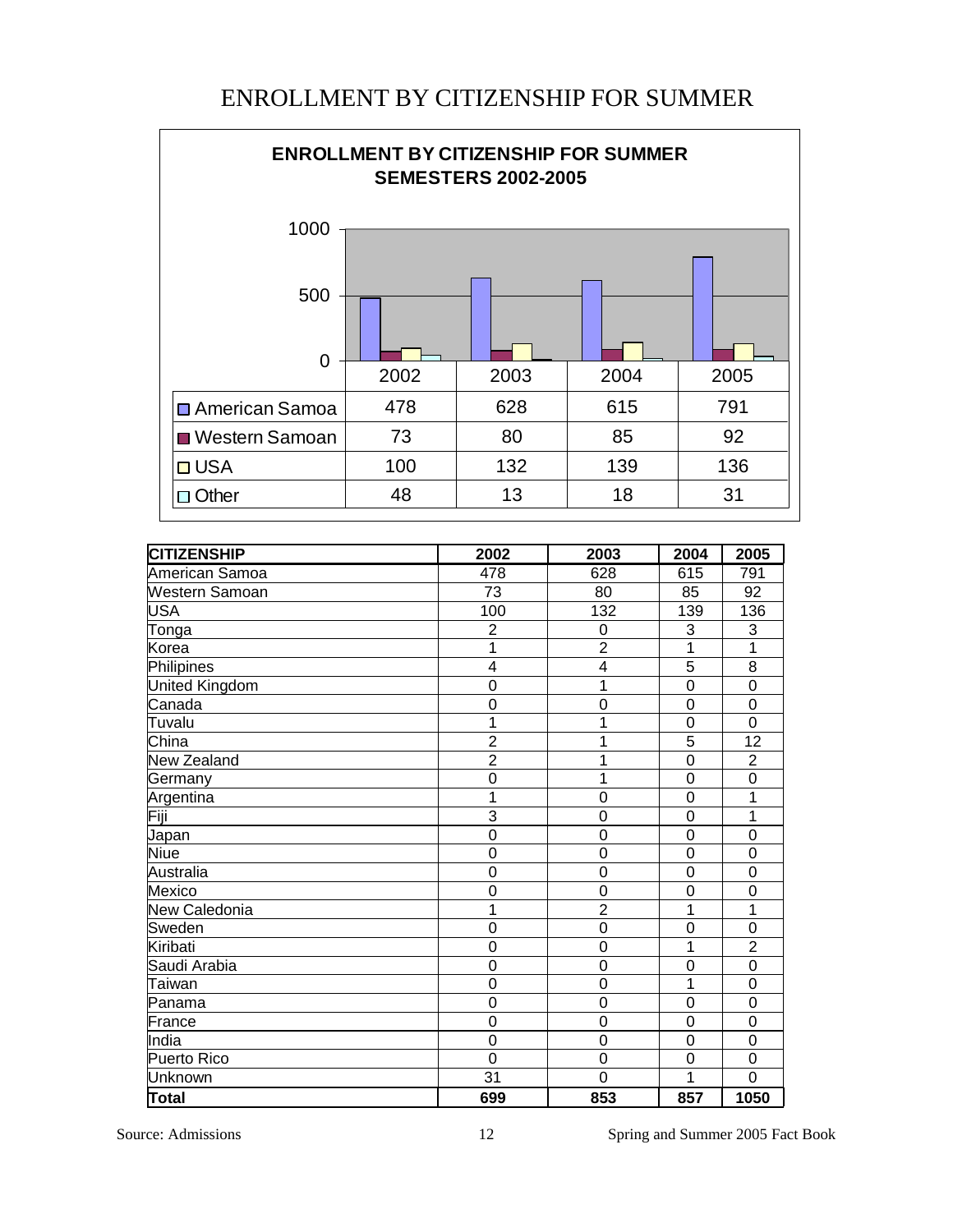# ENROLLMENT BY CITIZENSHIP FOR SUMMER

**ENROLLMENT BY CITIZENSHIP FOR SUMMER SEMESTERS 2002-2005**

| | 2002 | 2003 | 2004 | 2005 |
|---|---|---|---|---|
| American Samoa | 478 | 628 | 615 | 791 |
| Western Samoan | 73 | 80 | 85 | 92 |
| USA | 100 | 132 | 139 | 136 |
| Other | 48 | 13 | 18 | 31 |

| CITIZENSHIP | 2002 | 2003 | 2004 | 2005 |
|---|---|---|---|---|
| American Samoa | 478 | 628 | 615 | 791 |
| Western Samoan | 73 | 80 | 85 | 92 |
| USA | 100 | 132 | 139 | 136 |
| Tonga | 2 | 0 | 3 | 3 |
| Korea | 1 | 2 | 1 | 1 |
| Philipines | 4 | 4 | 5 | 8 |
| United Kingdom | 0 | 1 | 0 | 0 |
| Canada | 0 | 0 | 0 | 0 |
| Tuvalu | 1 | 1 | 0 | 0 |
| China | 2 | 1 | 5 | 12 |
| New Zealand | 2 | 1 | 0 | 2 |
| Germany | 0 | 1 | 0 | 0 |
| Argentina | 1 | 0 | 0 | 1 |
| Fiji | 3 | 0 | 0 | 1 |
| Japan | 0 | 0 | 0 | 0 |
| Niue | 0 | 0 | 0 | 0 |
| Australia | 0 | 0 | 0 | 0 |
| Mexico | 0 | 0 | 0 | 0 |
| New Caledonia | 1 | 2 | 1 | 1 |
| Sweden | 0 | 0 | 0 | 0 |
| Kiribati | 0 | 0 | 1 | 2 |
| Saudi Arabia | 0 | 0 | 0 | 0 |
| Taiwan | 0 | 0 | 1 | 0 |
| Panama | 0 | 0 | 0 | 0 |
| France | 0 | 0 | 0 | 0 |
| India | 0 | 0 | 0 | 0 |
| Puerto Rico | 0 | 0 | 0 | 0 |
| Unknown | 31 | 0 | 1 | 0 |
| **Total** | **699** | **853** | **857** | **1050** |

Source: Admissions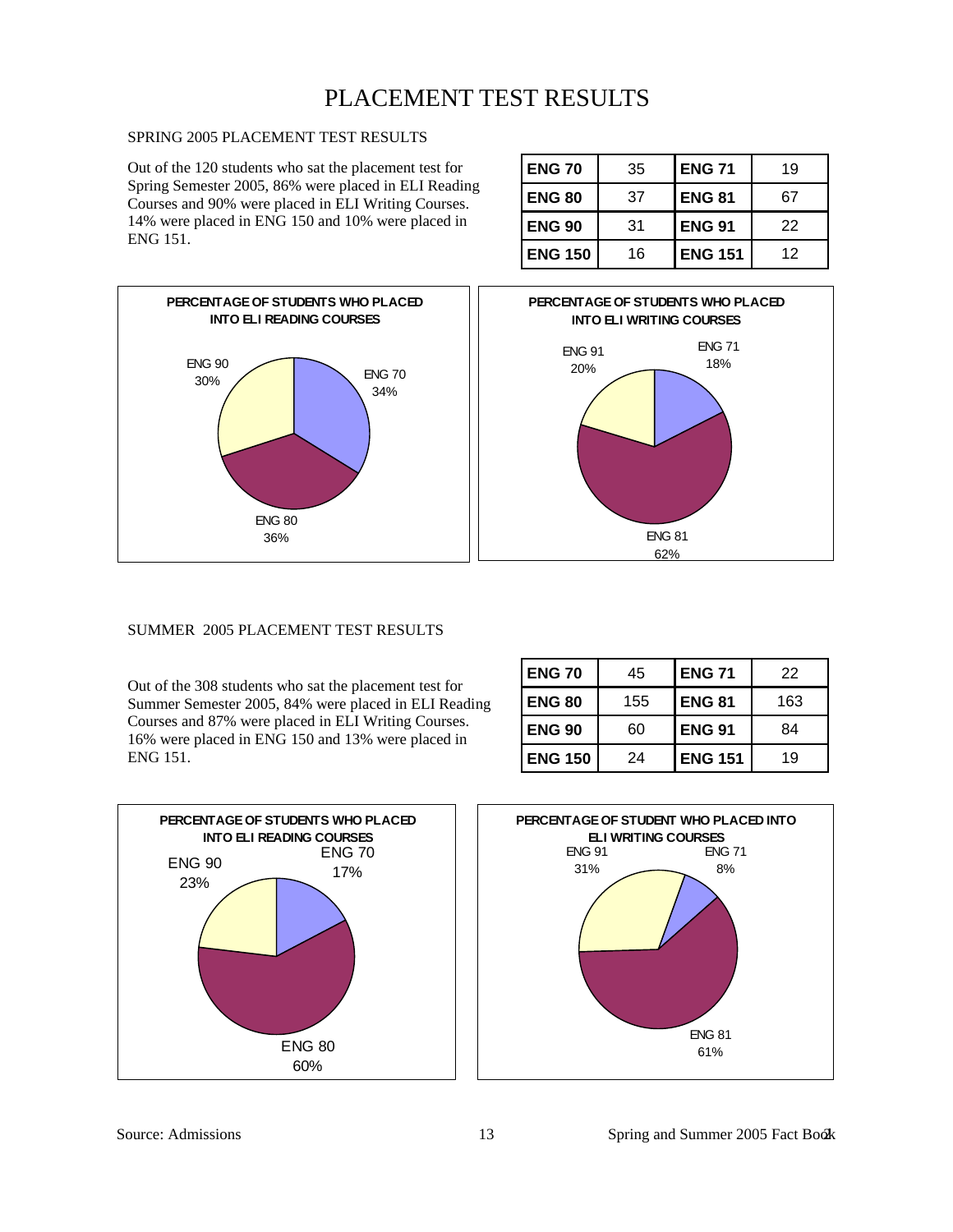# PLACEMENT TEST RESULTS

## SPRING 2005 PLACEMENT TEST RESULTS

Out of the 120 students who sat the placement test for Spring Semester 2005, 86% were placed in ELI Reading Courses and 90% were placed in ELI Writing Courses. 14% were placed in ENG 150 and 10% were placed in ENG 151.

| | | | |
|---|---|---|---|
| **ENG 70** | 35 | **ENG 71** | 19 |
| **ENG 80** | 37 | **ENG 81** | 67 |
| **ENG 90** | 31 | **ENG 91** | 22 |
| **ENG 150** | 16 | **ENG 151** | 12 |

**PERCENTAGE OF STUDENTS WHO PLACED INTO ELI READING COURSES**

- ENG 70: 34%
- ENG 80: 36%
- ENG 90: 30%

**PERCENTAGE OF STUDENTS WHO PLACED INTO ELI WRITING COURSES**

- ENG 71: 18%
- ENG 81: 62%
- ENG 91: 20%

## SUMMER 2005 PLACEMENT TEST RESULTS

Out of the 308 students who sat the placement test for Summer Semester 2005, 84% were placed in ELI Reading Courses and 87% were placed in ELI Writing Courses. 16% were placed in ENG 150 and 13% were placed in ENG 151.

| | | | |
|---|---|---|---|
| **ENG 70** | 45 | **ENG 71** | 22 |
| **ENG 80** | 155 | **ENG 81** | 163 |
| **ENG 90** | 60 | **ENG 91** | 84 |
| **ENG 150** | 24 | **ENG 151** | 19 |

**PERCENTAGE OF STUDENTS WHO PLACED INTO ELI READING COURSES**

- ENG 70: 17%
- ENG 80: 60%
- ENG 90: 23%

**PERCENTAGE OF STUDENT WHO PLACED INTO ELI WRITING COURSES**

- ENG 71: 8%
- ENG 81: 61%
- ENG 91: 31%

Source: Admissions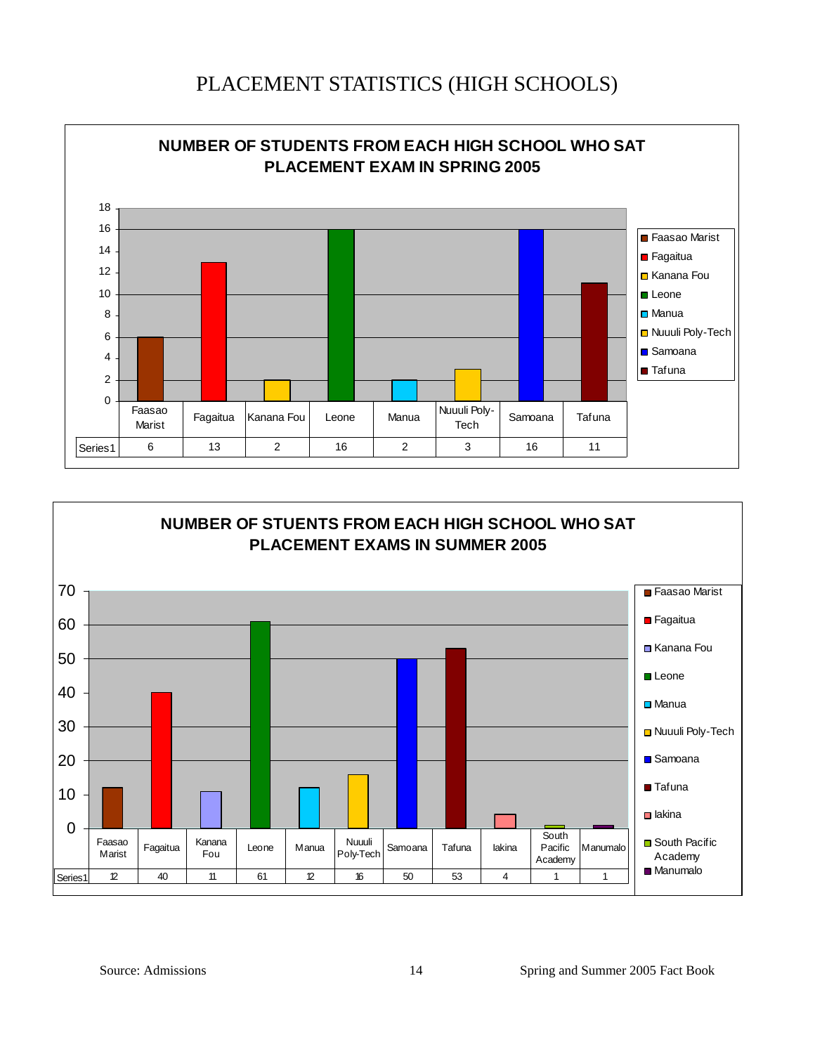# PLACEMENT STATISTICS (HIGH SCHOOLS)

**NUMBER OF STUDENTS FROM EACH HIGH SCHOOL WHO SAT PLACEMENT EXAM IN SPRING 2005**

| | Faasao Marist | Fagaitua | Kanana Fou | Leone | Manua | Nuuuli Poly-Tech | Samoana | Tafuna |
|---|---|---|---|---|---|---|---|---|
| Series1 | 6 | 13 | 2 | 16 | 2 | 3 | 16 | 11 |

**NUMBER OF STUENTS FROM EACH HIGH SCHOOL WHO SAT PLACEMENT EXAMS IN SUMMER 2005**

| | Faasao Marist | Fagaitua | Kanana Fou | Leone | Manua | Nuuuli Poly-Tech | Samoana | Tafuna | Iakina | South Pacific Academy | Manumalo |
|---|---|---|---|---|---|---|---|---|---|---|---|
| Series1 | 12 | 40 | 11 | 61 | 12 | 16 | 50 | 53 | 4 | 1 | 1 |

Source: Admissions

Spring and Summer 2005 Fact Book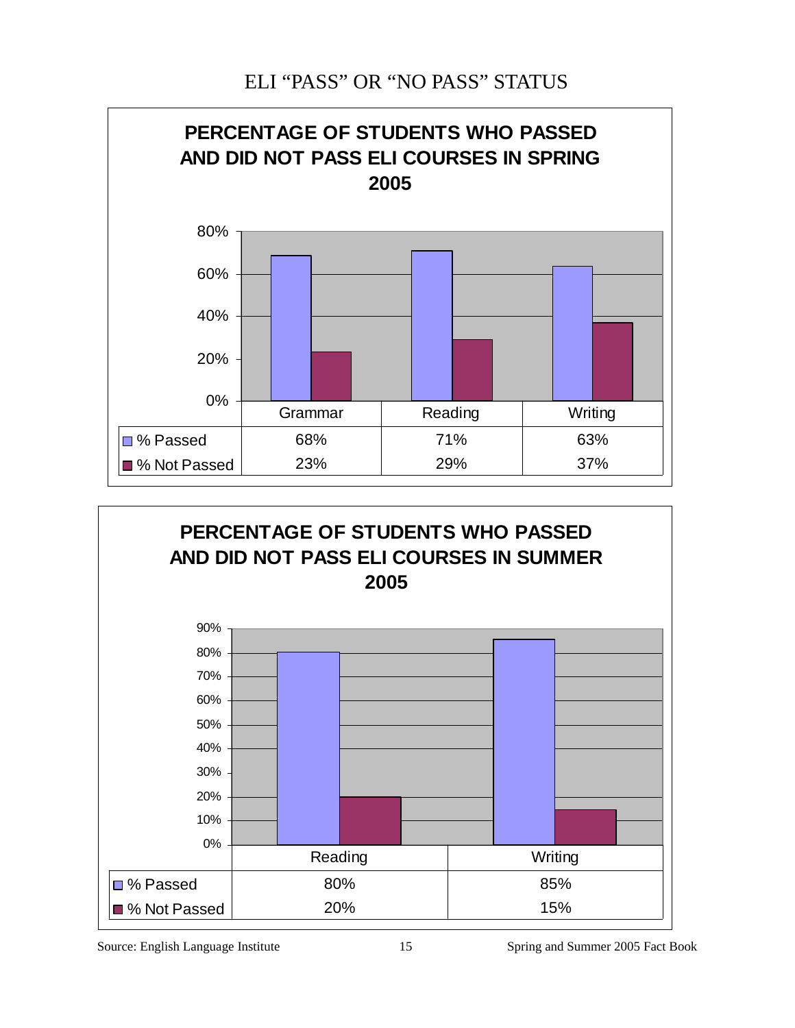# ELI "PASS" OR "NO PASS" STATUS

## PERCENTAGE OF STUDENTS WHO PASSED AND DID NOT PASS ELI COURSES IN SPRING 2005

| | Grammar | Reading | Writing |
|---|---|---|---|
| % Passed | 68% | 71% | 63% |
| % Not Passed | 23% | 29% | 37% |

## PERCENTAGE OF STUDENTS WHO PASSED AND DID NOT PASS ELI COURSES IN SUMMER 2005

| | Reading | Writing |
|---|---|---|
| % Passed | 80% | 85% |
| % Not Passed | 20% | 15% |

Source: English Language Institute

Spring and Summer 2005 Fact Book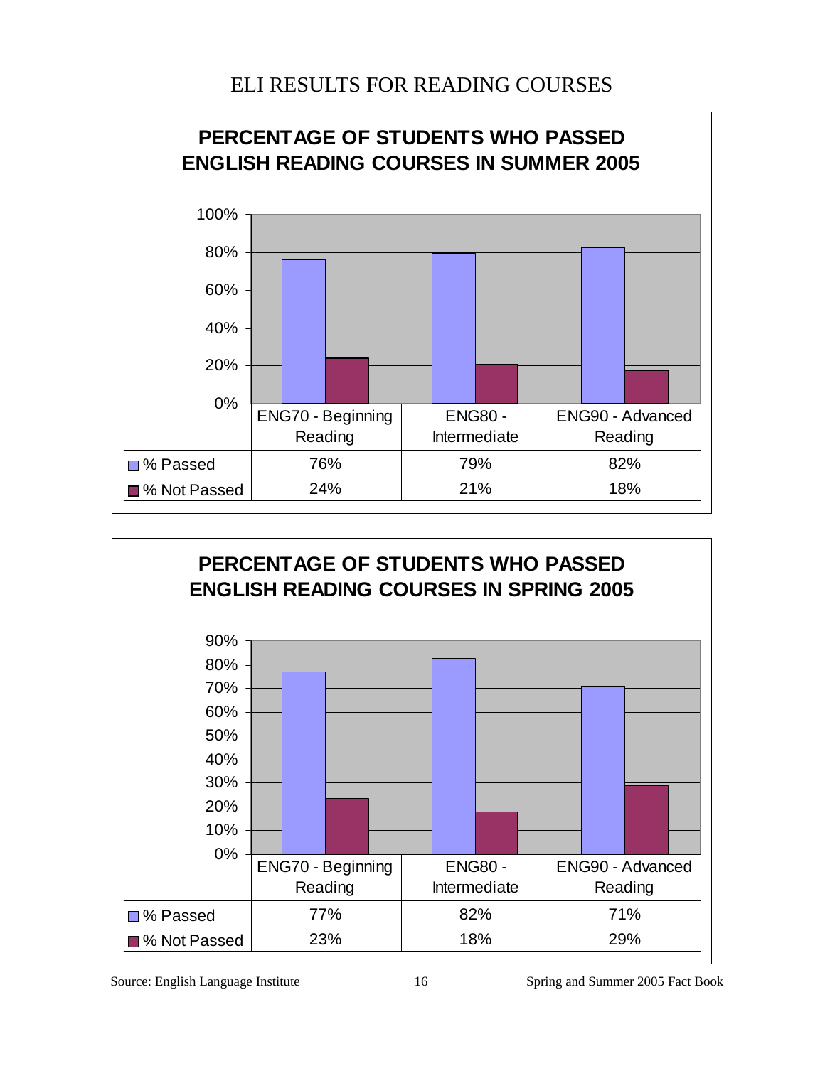# ELI RESULTS FOR READING COURSES

## PERCENTAGE OF STUDENTS WHO PASSED ENGLISH READING COURSES IN SUMMER 2005

| | ENG70 - Beginning Reading | ENG80 - Intermediate | ENG90 - Advanced Reading |
|---|---|---|---|
| % Passed | 76% | 79% | 82% |
| % Not Passed | 24% | 21% | 18% |

## PERCENTAGE OF STUDENTS WHO PASSED ENGLISH READING COURSES IN SPRING 2005

| | ENG70 - Beginning Reading | ENG80 - Intermediate | ENG90 - Advanced Reading |
|---|---|---|---|
| % Passed | 77% | 82% | 71% |
| % Not Passed | 23% | 18% | 29% |

Source: English Language Institute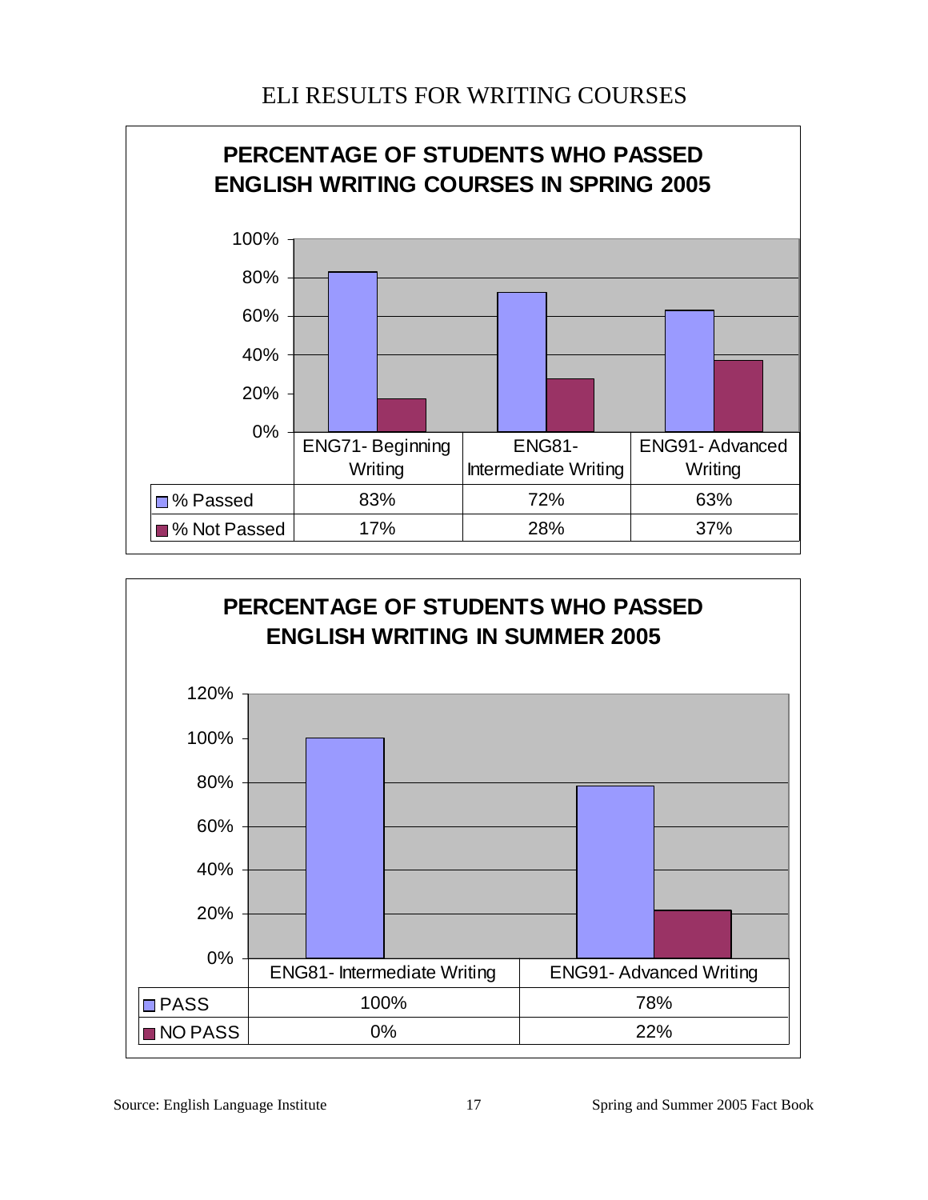# ELI RESULTS FOR WRITING COURSES

## PERCENTAGE OF STUDENTS WHO PASSED ENGLISH WRITING COURSES IN SPRING 2005

| | ENG71- Beginning Writing | ENG81- Intermediate Writing | ENG91- Advanced Writing |
|---|---|---|---|
| % Passed | 83% | 72% | 63% |
| % Not Passed | 17% | 28% | 37% |

## PERCENTAGE OF STUDENTS WHO PASSED ENGLISH WRITING IN SUMMER 2005

| | ENG81- Intermediate Writing | ENG91- Advanced Writing |
|---|---|---|
| PASS | 100% | 78% |
| NO PASS | 0% | 22% |

Source: English Language Institute

Spring and Summer 2005 Fact Book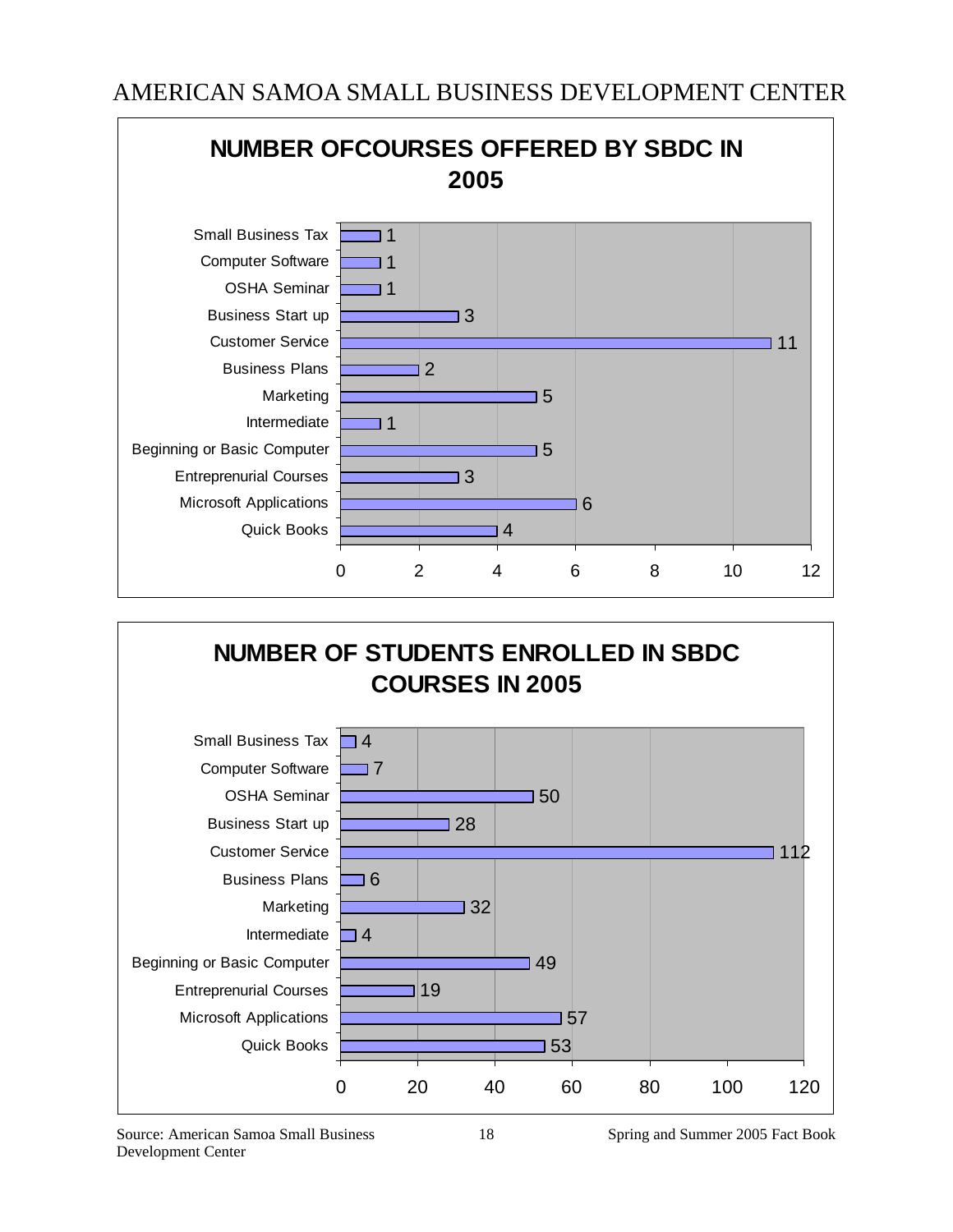# AMERICAN SAMOA SMALL BUSINESS DEVELOPMENT CENTER

## NUMBER OFCOURSES OFFERED BY SBDC IN 2005

| Course | Number |
|---|---|
| Small Business Tax | 1 |
| Computer Software | 1 |
| OSHA Seminar | 1 |
| Business Start up | 3 |
| Customer Service | 11 |
| Business Plans | 2 |
| Marketing | 5 |
| Intermediate | 1 |
| Beginning or Basic Computer | 5 |
| Entreprenurial Courses | 3 |
| Microsoft Applications | 6 |
| Quick Books | 4 |

## NUMBER OF STUDENTS ENROLLED IN SBDC COURSES IN 2005

| Course | Number |
|---|---|
| Small Business Tax | 4 |
| Computer Software | 7 |
| OSHA Seminar | 50 |
| Business Start up | 28 |
| Customer Service | 112 |
| Business Plans | 6 |
| Marketing | 32 |
| Intermediate | 4 |
| Beginning or Basic Computer | 49 |
| Entreprenurial Courses | 19 |
| Microsoft Applications | 57 |
| Quick Books | 53 |

Source: American Samoa Small Business Development Center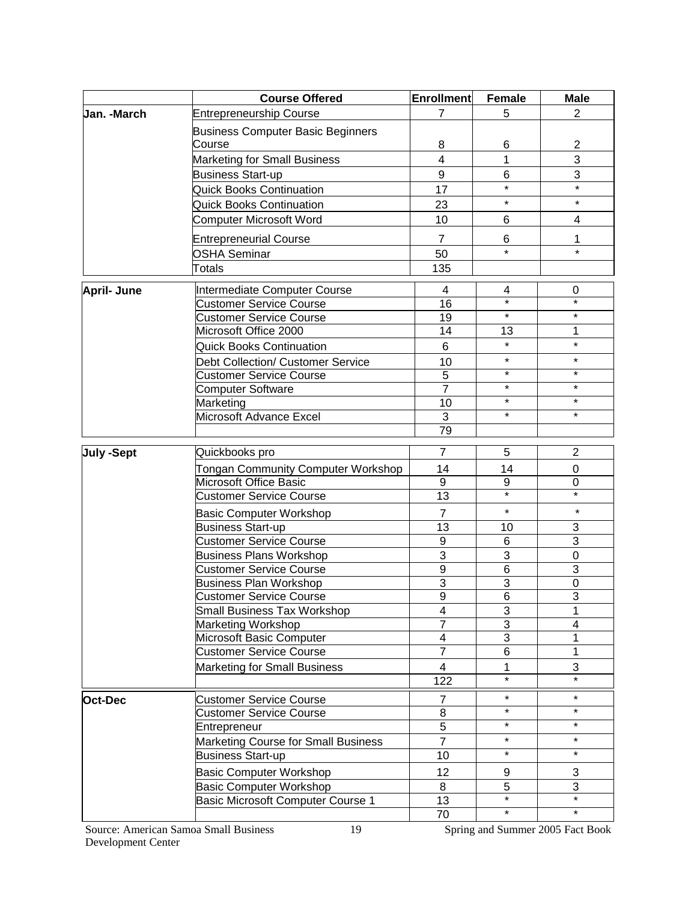| | Course Offered | Enrollment | Female | Male |
|---|---|---|---|---|
| **Jan. -March** | Entrepreneurship Course | 7 | 5 | 2 |
| | Business Computer Basic Beginners Course | 8 | 6 | 2 |
| | Marketing for Small Business | 4 | 1 | 3 |
| | Business Start-up | 9 | 6 | 3 |
| | Quick Books Continuation | 17 | * | * |
| | Quick Books Continuation | 23 | * | * |
| | Computer Microsoft Word | 10 | 6 | 4 |
| | Entrepreneurial Course | 7 | 6 | 1 |
| | OSHA Seminar | 50 | * | * |
| | Totals | 135 | | |
| **April- June** | Intermediate Computer Course | 4 | 4 | 0 |
| | Customer Service Course | 16 | * | * |
| | Customer Service Course | 19 | * | * |
| | Microsoft Office 2000 | 14 | 13 | 1 |
| | Quick Books Continuation | 6 | * | * |
| | Debt Collection/ Customer Service | 10 | * | * |
| | Customer Service Course | 5 | * | * |
| | Computer Software | 7 | * | * |
| | Marketing | 10 | * | * |
| | Microsoft Advance Excel | 3 | * | * |
| | | 79 | | |
| **July -Sept** | Quickbooks pro | 7 | 5 | 2 |
| | Tongan Community Computer Workshop | 14 | 14 | 0 |
| | Microsoft Office Basic | 9 | 9 | 0 |
| | Customer Service Course | 13 | * | * |
| | Basic Computer Workshop | 7 | * | * |
| | Business Start-up | 13 | 10 | 3 |
| | Customer Service Course | 9 | 6 | 3 |
| | Business Plans Workshop | 3 | 3 | 0 |
| | Customer Service Course | 9 | 6 | 3 |
| | Business Plan Workshop | 3 | 3 | 0 |
| | Customer Service Course | 9 | 6 | 3 |
| | Small Business Tax Workshop | 4 | 3 | 1 |
| | Marketing Workshop | 7 | 3 | 4 |
| | Microsoft Basic Computer | 4 | 3 | 1 |
| | Customer Service Course | 7 | 6 | 1 |
| | Marketing for Small Business | 4 | 1 | 3 |
| | | 122 | * | * |
| **Oct-Dec** | Customer Service Course | 7 | * | * |
| | Customer Service Course | 8 | * | * |
| | Entrepreneur | 5 | * | * |
| | Marketing Course for Small Business | 7 | * | * |
| | Business Start-up | 10 | * | * |
| | Basic Computer Workshop | 12 | 9 | 3 |
| | Basic Computer Workshop | 8 | 5 | 3 |
| | Basic Microsoft Computer Course 1 | 13 | * | * |
| | | 70 | * | * |

Source: American Samoa Small Business Development Center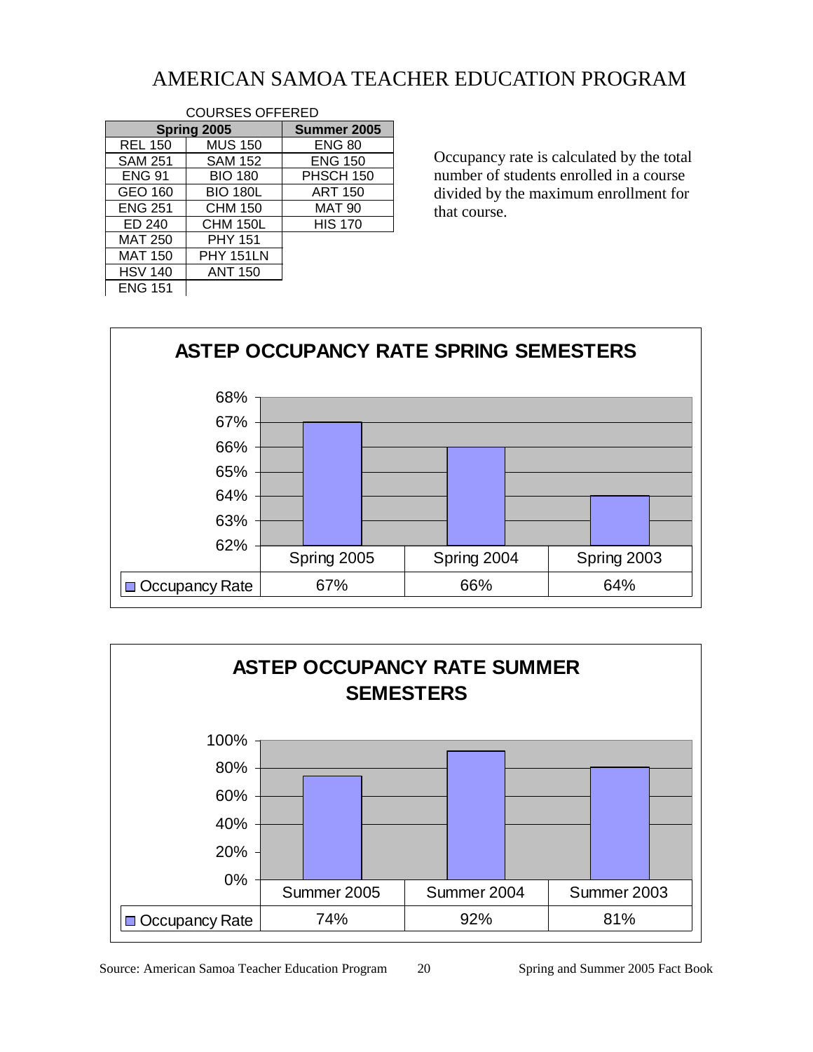# AMERICAN SAMOA TEACHER EDUCATION PROGRAM

COURSES OFFERED

| Spring 2005 | | Summer 2005 |
|---|---|---|
| REL 150 | MUS 150 | ENG 80 |
| SAM 251 | SAM 152 | ENG 150 |
| ENG 91 | BIO 180 | PHSCH 150 |
| GEO 160 | BIO 180L | ART 150 |
| ENG 251 | CHM 150 | MAT 90 |
| ED 240 | CHM 150L | HIS 170 |
| MAT 250 | PHY 151 | |
| MAT 150 | PHY 151LN | |
| HSV 140 | ANT 150 | |
| ENG 151 | | |

Occupancy rate is calculated by the total number of students enrolled in a course divided by the maximum enrollment for that course.

## ASTEP OCCUPANCY RATE SPRING SEMESTERS

| | Spring 2005 | Spring 2004 | Spring 2003 |
|---|---|---|---|
| Occupancy Rate | 67% | 66% | 64% |

## ASTEP OCCUPANCY RATE SUMMER SEMESTERS

| | Summer 2005 | Summer 2004 | Summer 2003 |
|---|---|---|---|
| Occupancy Rate | 74% | 92% | 81% |

Source: American Samoa Teacher Education Program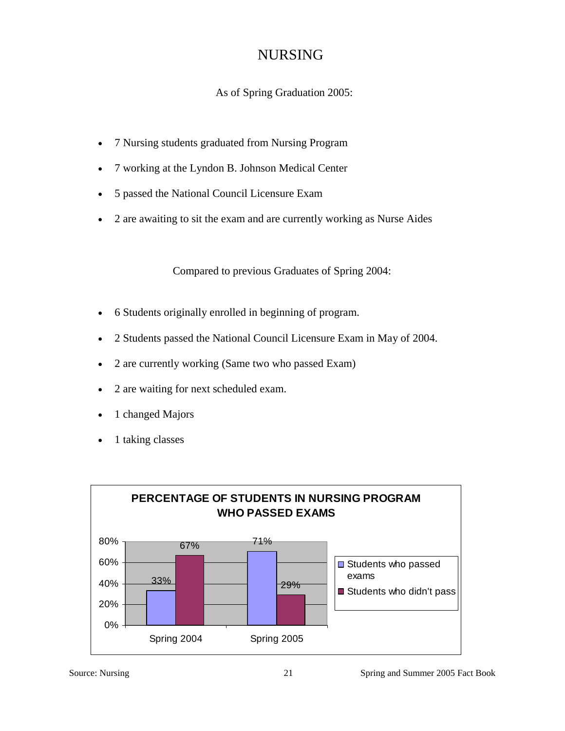# NURSING

As of Spring Graduation 2005:

- 7 Nursing students graduated from Nursing Program
- 7 working at the Lyndon B. Johnson Medical Center
- 5 passed the National Council Licensure Exam
- 2 are awaiting to sit the exam and are currently working as Nurse Aides

Compared to previous Graduates of Spring 2004:

- 6 Students originally enrolled in beginning of program.
- 2 Students passed the National Council Licensure Exam in May of 2004.
- 2 are currently working (Same two who passed Exam)
- 2 are waiting for next scheduled exam.
- 1 changed Majors
- 1 taking classes

**PERCENTAGE OF STUDENTS IN NURSING PROGRAM WHO PASSED EXAMS**

| | Students who passed exams | Students who didn't pass |
|---|---|---|
| Spring 2004 | 33% | 67% |
| Spring 2005 | 71% | 29% |

Source: Nursing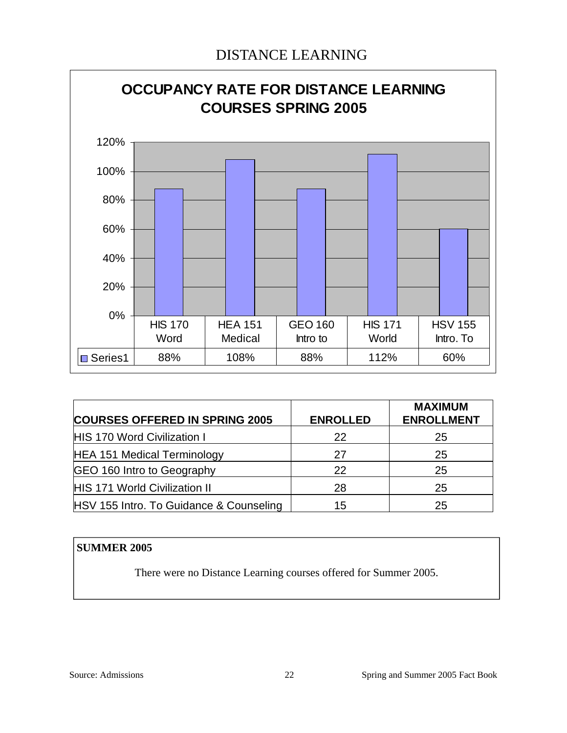# DISTANCE LEARNING

## OCCUPANCY RATE FOR DISTANCE LEARNING COURSES SPRING 2005

| | HIS 170 Word | HEA 151 Medical | GEO 160 Intro to | HIS 171 World | HSV 155 Intro. To |
|---|---|---|---|---|---|
| Series1 | 88% | 108% | 88% | 112% | 60% |

| COURSES OFFERED IN SPRING 2005 | ENROLLED | MAXIMUM ENROLLMENT |
|---|---|---|
| HIS 170 Word Civilization I | 22 | 25 |
| HEA 151 Medical Terminology | 27 | 25 |
| GEO 160 Intro to Geography | 22 | 25 |
| HIS 171 World Civilization II | 28 | 25 |
| HSV 155 Intro. To Guidance & Counseling | 15 | 25 |

**SUMMER 2005**

There were no Distance Learning courses offered for Summer 2005.

Source: Admissions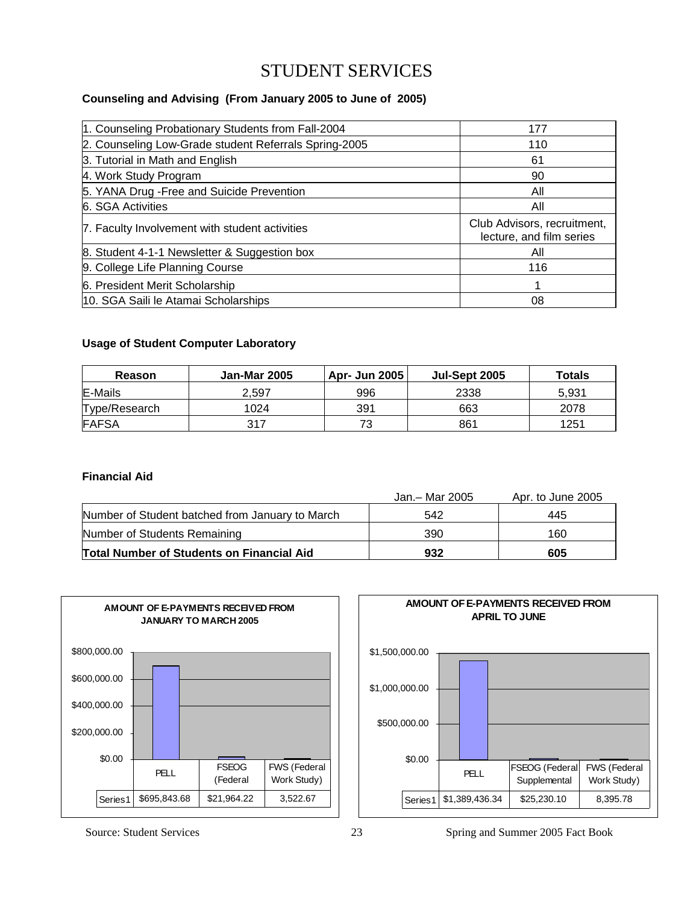# STUDENT SERVICES

**Counseling and Advising (From January 2005 to June of 2005)**

| | |
|---|---|
| 1. Counseling Probationary Students from Fall-2004 | 177 |
| 2. Counseling Low-Grade student Referrals Spring-2005 | 110 |
| 3. Tutorial in Math and English | 61 |
| 4. Work Study Program | 90 |
| 5. YANA Drug -Free and Suicide Prevention | All |
| 6. SGA Activities | All |
| 7. Faculty Involvement with student activities | Club Advisors, recruitment, lecture, and film series |
| 8. Student 4-1-1 Newsletter & Suggestion box | All |
| 9. College Life Planning Course | 116 |
| 6. President Merit Scholarship | 1 |
| 10. SGA Saili le Atamai Scholarships | 08 |

**Usage of Student Computer Laboratory**

| Reason | Jan-Mar 2005 | Apr- Jun 2005 | Jul-Sept 2005 | Totals |
|---|---|---|---|---|
| E-Mails | 2,597 | 996 | 2338 | 5,931 |
| Type/Research | 1024 | 391 | 663 | 2078 |
| FAFSA | 317 | 73 | 861 | 1251 |

**Financial Aid**

| | Jan.– Mar 2005 | Apr. to June 2005 |
|---|---|---|
| Number of Student batched from January to March | 542 | 445 |
| Number of Students Remaining | 390 | 160 |
| **Total Number of Students on Financial Aid** | **932** | **605** |

**AMOUNT OF E-PAYMENTS RECEIVED FROM JANUARY TO MARCH 2005**

| | PELL | FSEOG (Federal | FWS (Federal Work Study) |
|---|---|---|---|
| Series1 | $695,843.68 | $21,964.22 | 3,522.67 |

**AMOUNT OF E-PAYMENTS RECEIVED FROM APRIL TO JUNE**

| | PELL | FSEOG (Federal Supplemental | FWS (Federal Work Study) |
|---|---|---|---|
| Series1 | $1,389,436.34 | $25,230.10 | 8,395.78 |

Source: Student Services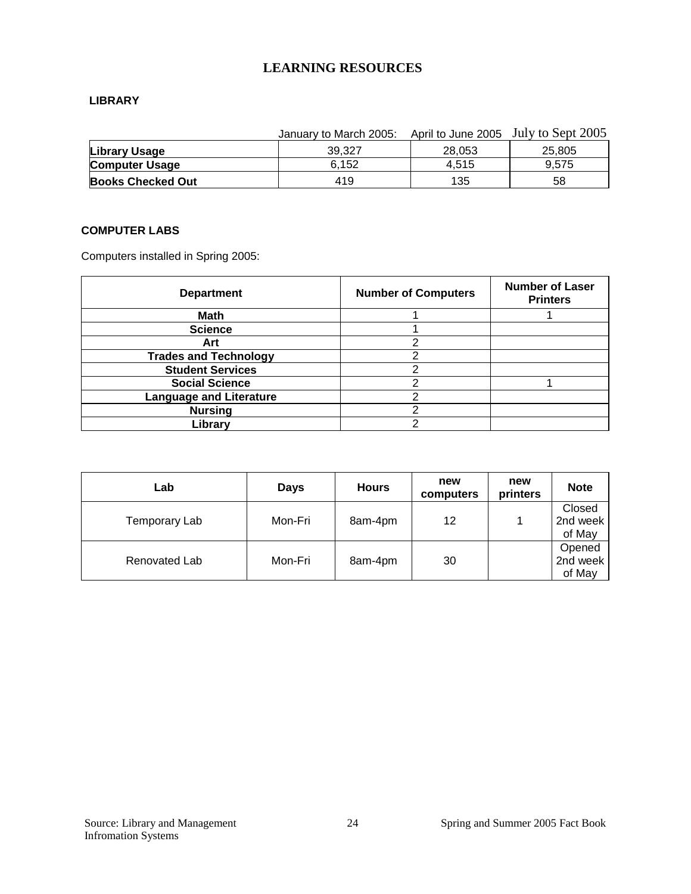# LEARNING RESOURCES

## LIBRARY

| | January to March 2005: | April to June 2005 | July to Sept 2005 |
|---|---|---|---|
| **Library Usage** | 39,327 | 28,053 | 25,805 |
| **Computer Usage** | 6,152 | 4,515 | 9,575 |
| **Books Checked Out** | 419 | 135 | 58 |

## COMPUTER LABS

Computers installed in Spring 2005:

| Department | Number of Computers | Number of Laser Printers |
|---|---|---|
| **Math** | 1 | 1 |
| **Science** | 1 | |
| **Art** | 2 | |
| **Trades and Technology** | 2 | |
| **Student Services** | 2 | |
| **Social Science** | 2 | 1 |
| **Language and Literature** | 2 | |
| **Nursing** | 2 | |
| **Library** | 2 | |

| Lab | Days | Hours | new computers | new printers | Note |
|---|---|---|---|---|---|
| Temporary Lab | Mon-Fri | 8am-4pm | 12 | 1 | Closed 2nd week of May |
| Renovated Lab | Mon-Fri | 8am-4pm | 30 | | Opened 2nd week of May |

Source: Library and Management Infromation Systems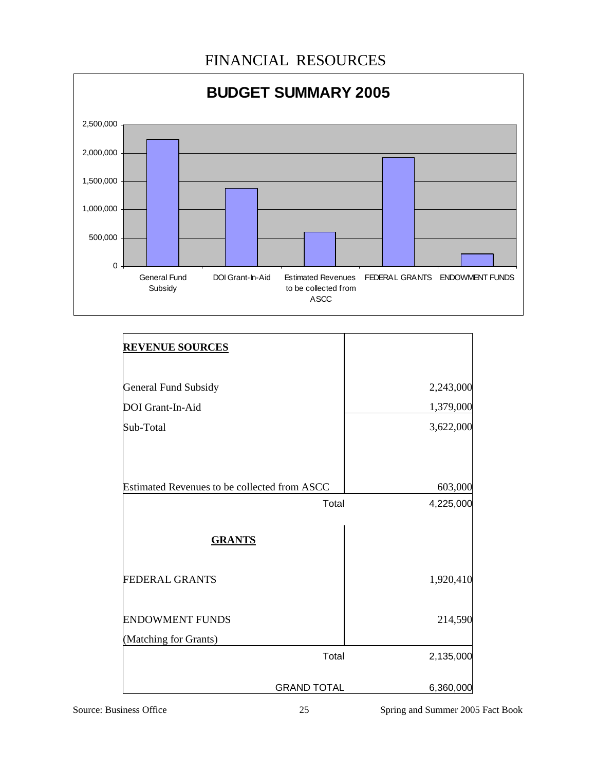# FINANCIAL RESOURCES

**BUDGET SUMMARY 2005**

| Category | Amount |
|---|---|
| General Fund Subsidy | 2,243,000 |
| DOI Grant-In-Aid | 1,379,000 |
| Estimated Revenues to be collected from ASCC | 603,000 |
| FEDERAL GRANTS | 1,920,410 |
| ENDOWMENT FUNDS | 214,590 |

| **REVENUE SOURCES** | |
|---|---|
| General Fund Subsidy | 2,243,000 |
| DOI Grant-In-Aid | 1,379,000 |
| Sub-Total | 3,622,000 |
| Estimated Revenues to be collected from ASCC | 603,000 |
| Total | 4,225,000 |
| **GRANTS** | |
| FEDERAL GRANTS | 1,920,410 |
| ENDOWMENT FUNDS (Matching for Grants) | 214,590 |
| Total | 2,135,000 |
| GRAND TOTAL | 6,360,000 |

Source: Business Office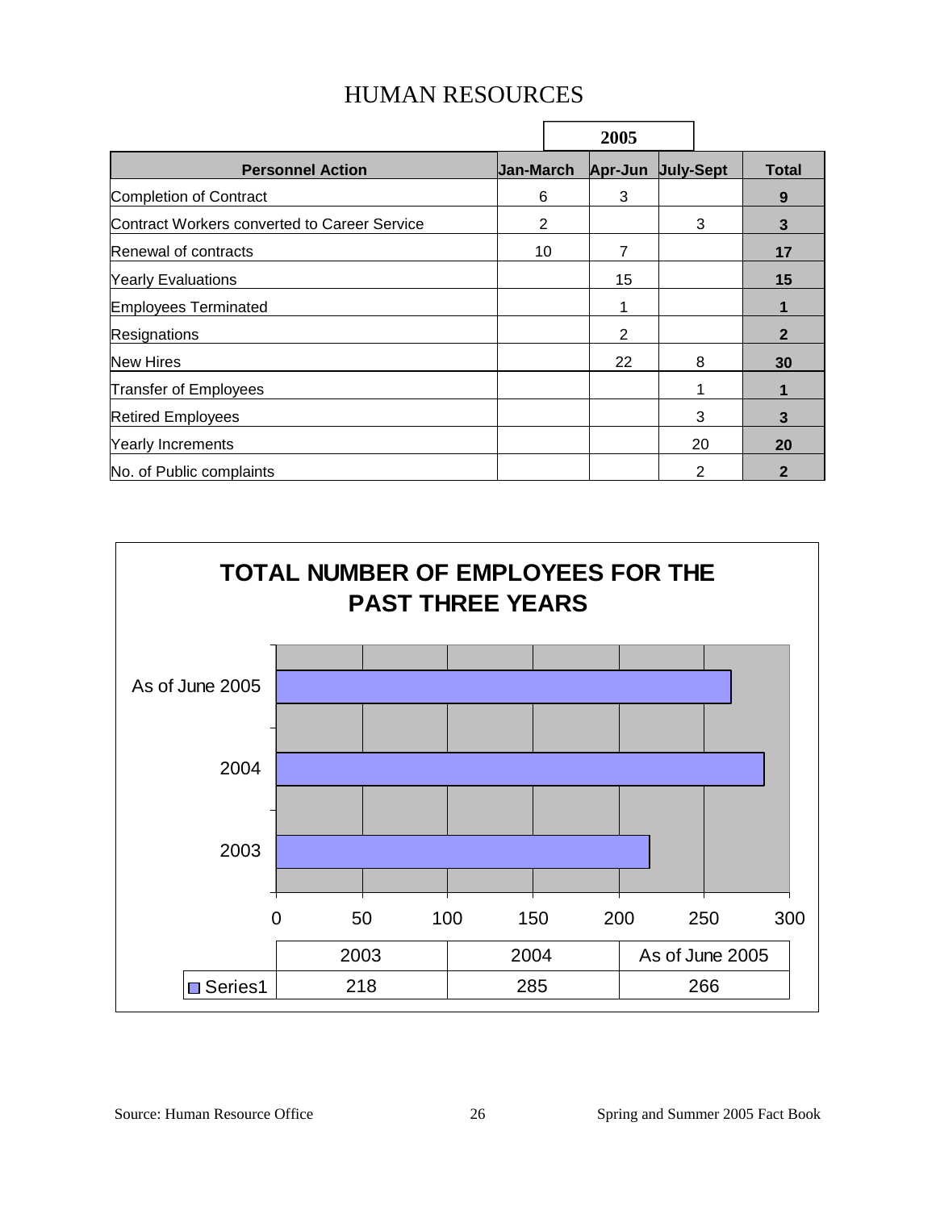# HUMAN RESOURCES

| Personnel Action | 2005 Jan-March | 2005 Apr-Jun | 2005 July-Sept | Total |
|---|---|---|---|---|
| Completion of Contract | 6 | 3 | | **9** |
| Contract Workers converted to Career Service | 2 | | 3 | **3** |
| Renewal of contracts | 10 | 7 | | **17** |
| Yearly Evaluations | | 15 | | **15** |
| Employees Terminated | | 1 | | **1** |
| Resignations | | 2 | | **2** |
| New Hires | | 22 | 8 | **30** |
| Transfer of Employees | | | 1 | **1** |
| Retired Employees | | | 3 | **3** |
| Yearly Increments | | | 20 | **20** |
| No. of Public complaints | | | 2 | **2** |

**TOTAL NUMBER OF EMPLOYEES FOR THE PAST THREE YEARS**

| | 2003 | 2004 | As of June 2005 |
|---|---|---|---|
| Series1 | 218 | 285 | 266 |

Source: Human Resource Office

Spring and Summer 2005 Fact Book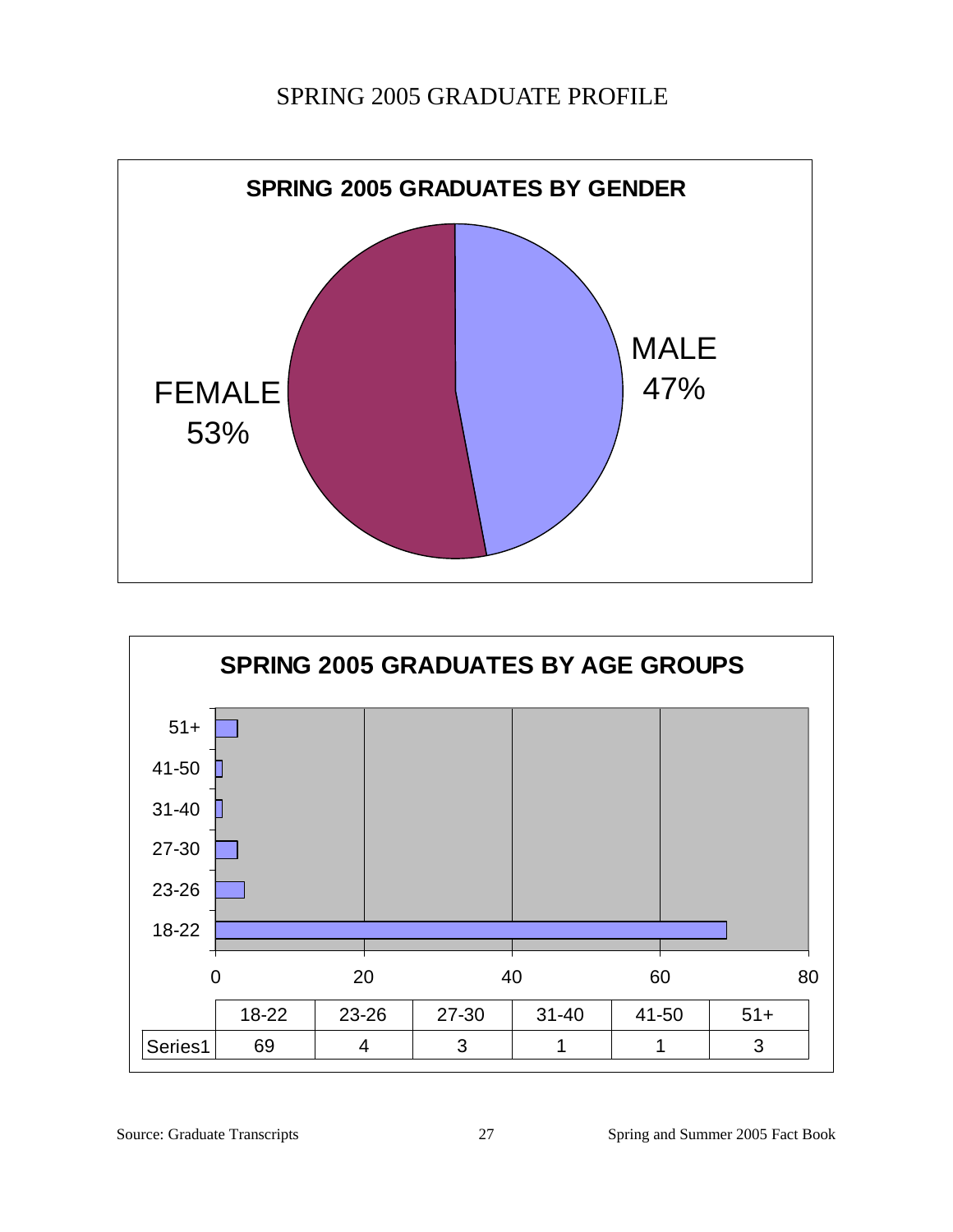# SPRING 2005 GRADUATE PROFILE

**SPRING 2005 GRADUATES BY GENDER**

FEMALE 53%

MALE 47%

**SPRING 2005 GRADUATES BY AGE GROUPS**

| | 18-22 | 23-26 | 27-30 | 31-40 | 41-50 | 51+ |
|---|---|---|---|---|---|---|
| Series1 | 69 | 4 | 3 | 1 | 1 | 3 |

Source: Graduate Transcripts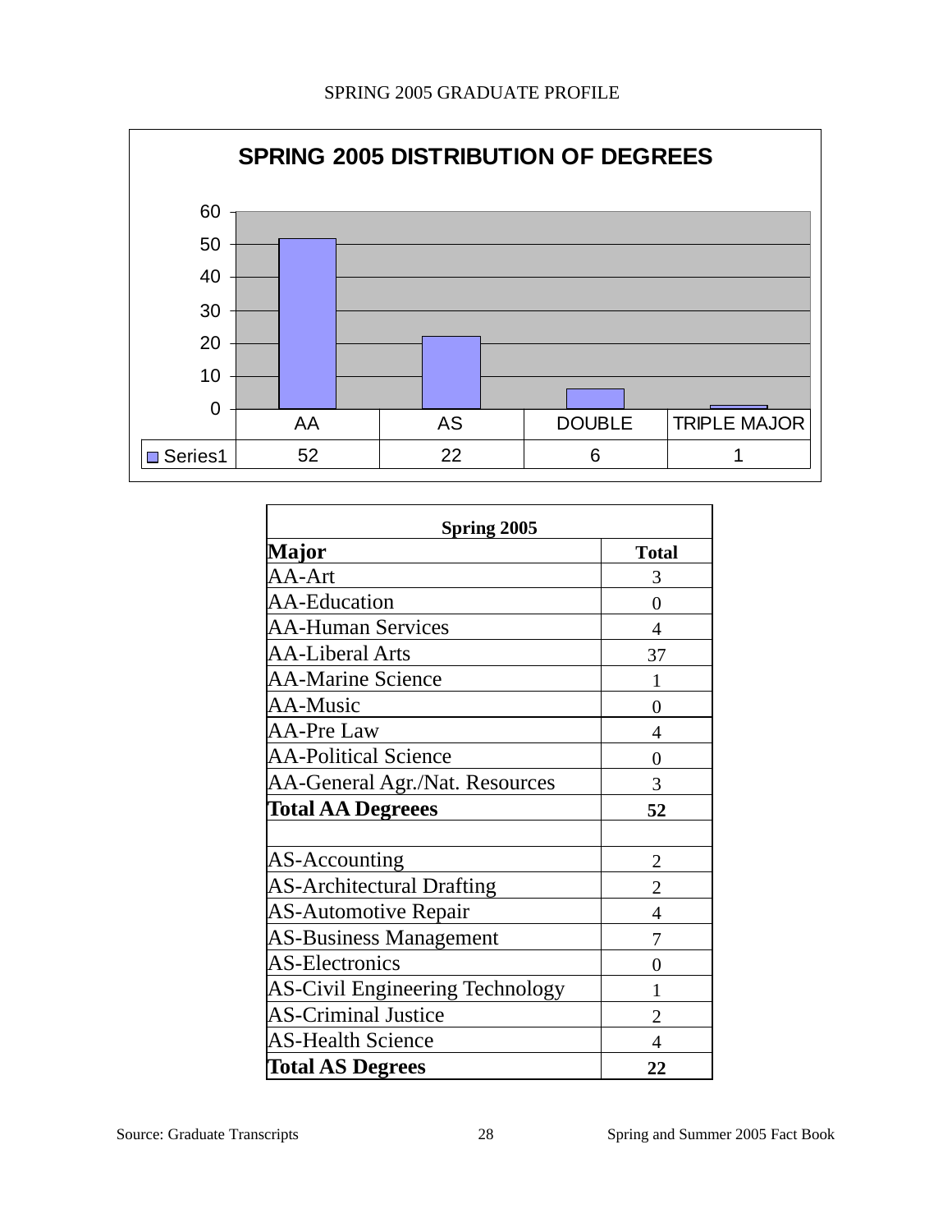SPRING 2005 GRADUATE PROFILE

**SPRING 2005 DISTRIBUTION OF DEGREES**

| | AA | AS | DOUBLE | TRIPLE MAJOR |
|---|---|---|---|---|
| Series1 | 52 | 22 | 6 | 1 |

| Spring 2005 | |
|---|---|
| **Major** | **Total** |
| AA-Art | 3 |
| AA-Education | 0 |
| AA-Human Services | 4 |
| AA-Liberal Arts | 37 |
| AA-Marine Science | 1 |
| AA-Music | 0 |
| AA-Pre Law | 4 |
| AA-Political Science | 0 |
| AA-General Agr./Nat. Resources | 3 |
| **Total AA Degreees** | **52** |
| | |
| AS-Accounting | 2 |
| AS-Architectural Drafting | 2 |
| AS-Automotive Repair | 4 |
| AS-Business Management | 7 |
| AS-Electronics | 0 |
| AS-Civil Engineering Technology | 1 |
| AS-Criminal Justice | 2 |
| AS-Health Science | 4 |
| **Total AS Degrees** | **22** |

Source: Graduate Transcripts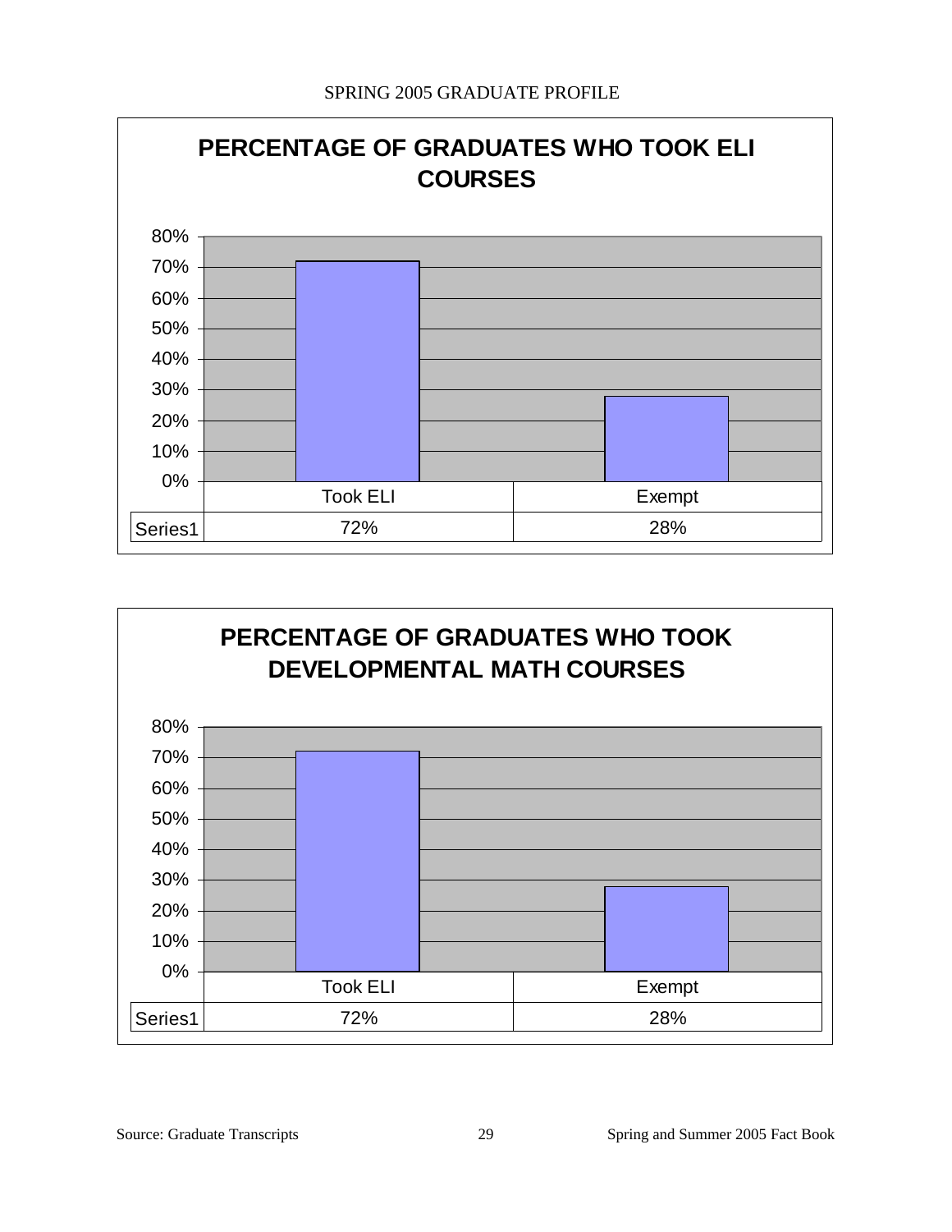SPRING 2005 GRADUATE PROFILE

**PERCENTAGE OF GRADUATES WHO TOOK ELI COURSES**

80%
70%
60%
50%
40%
30%
20%
10%
0%

Took ELI
Exempt

Series1
72%
28%

**PERCENTAGE OF GRADUATES WHO TOOK DEVELOPMENTAL MATH COURSES**

80%
70%
60%
50%
40%
30%
20%
10%
0%

Took ELI
Exempt

Series1
72%
28%

Source: Graduate Transcripts

Spring and Summer 2005 Fact Book